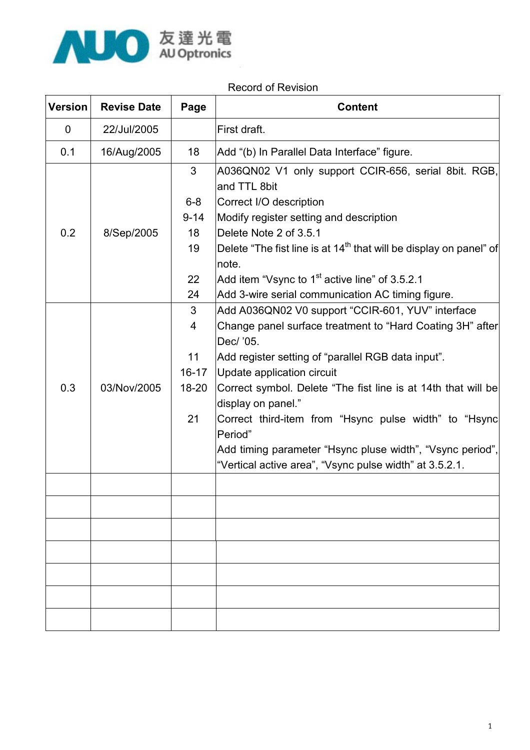友達光電
AU Optronics

Record of Revision

| Version | Revise Date | Page | Content |
|---|---|---|---|
| 0 | 22/Jul/2005 | | First draft. |
| 0.1 | 16/Aug/2005 | 18 | Add "(b) In Parallel Data Interface" figure. |
| 0.2 | 8/Sep/2005 | 3<br>6-8<br>9-14<br>18<br>19<br>22<br>24 | A036QN02 V1 only support CCIR-656, serial 8bit. RGB, and TTL 8bit<br>Correct I/O description<br>Modify register setting and description<br>Delete Note 2 of 3.5.1<br>Delete "The fist line is at 14th that will be display on panel" of note.<br>Add item "Vsync to 1st active line" of 3.5.2.1<br>Add 3-wire serial communication AC timing figure. |
| 0.3 | 03/Nov/2005 | 3<br>4<br>11<br>16-17<br>18-20<br>21 | Add A036QN02 V0 support "CCIR-601, YUV" interface<br>Change panel surface treatment to "Hard Coating 3H" after Dec/ '05.<br>Add register setting of "parallel RGB data input".<br>Update application circuit<br>Correct symbol. Delete "The fist line is at 14th that will be display on panel."<br>Correct third-item from "Hsync pulse width" to "Hsync Period"<br>Add timing parameter "Hsync pluse width", "Vsync period", "Vertical active area", "Vsync pulse width" at 3.5.2.1. |
| | | | |
| | | | |
| | | | |
| | | | |
| | | | |
| | | | |
| | | | |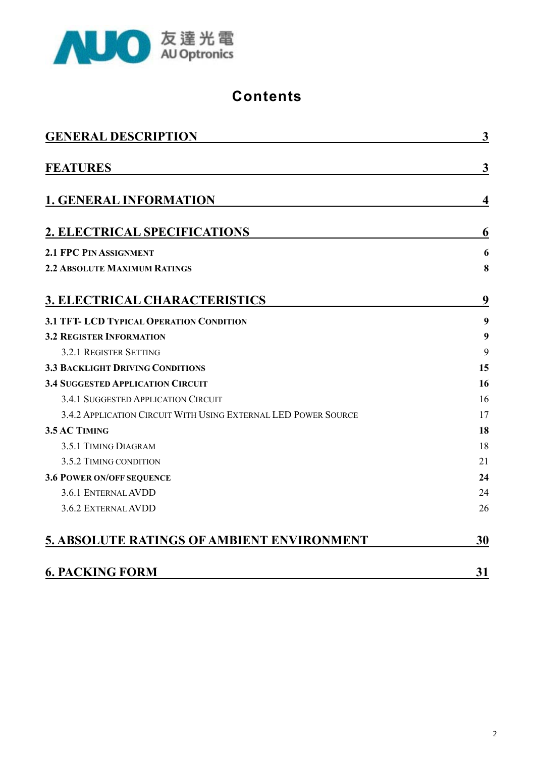# Contents

| | |
|---|---|
| **GENERAL DESCRIPTION** | **3** |
| **FEATURES** | **3** |
| **1. GENERAL INFORMATION** | **4** |
| **2. ELECTRICAL SPECIFICATIONS** | **6** |
| **2.1 FPC PIN ASSIGNMENT** | **6** |
| **2.2 ABSOLUTE MAXIMUM RATINGS** | **8** |
| **3. ELECTRICAL CHARACTERISTICS** | **9** |
| **3.1 TFT- LCD TYPICAL OPERATION CONDITION** | **9** |
| **3.2 REGISTER INFORMATION** | **9** |
| 3.2.1 REGISTER SETTING | 9 |
| **3.3 BACKLIGHT DRIVING CONDITIONS** | **15** |
| **3.4 SUGGESTED APPLICATION CIRCUIT** | **16** |
| 3.4.1 SUGGESTED APPLICATION CIRCUIT | 16 |
| 3.4.2 APPLICATION CIRCUIT WITH USING EXTERNAL LED POWER SOURCE | 17 |
| **3.5 AC TIMING** | **18** |
| 3.5.1 TIMING DIAGRAM | 18 |
| 3.5.2 TIMING CONDITION | 21 |
| **3.6 POWER ON/OFF SEQUENCE** | **24** |
| 3.6.1 ENTERNAL AVDD | 24 |
| 3.6.2 EXTERNAL AVDD | 26 |
| **5. ABSOLUTE RATINGS OF AMBIENT ENVIRONMENT** | **30** |
| **6. PACKING FORM** | **31** |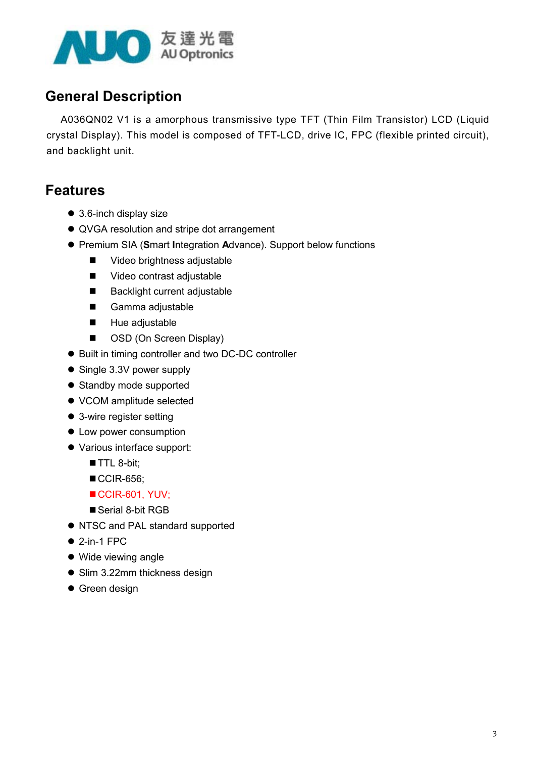## General Description

A036QN02 V1 is a amorphous transmissive type TFT (Thin Film Transistor) LCD (Liquid crystal Display). This model is composed of TFT-LCD, drive IC, FPC (flexible printed circuit), and backlight unit.

## Features

- 3.6-inch display size
- QVGA resolution and stripe dot arrangement
- Premium SIA (**S**mart **I**ntegration **A**dvance). Support below functions
  - Video brightness adjustable
  - Video contrast adjustable
  - Backlight current adjustable
  - Gamma adjustable
  - Hue adjustable
  - OSD (On Screen Display)
- Built in timing controller and two DC-DC controller
- Single 3.3V power supply
- Standby mode supported
- VCOM amplitude selected
- 3-wire register setting
- Low power consumption
- Various interface support:
  - TTL 8-bit;
  - CCIR-656;
  - CCIR-601, YUV;
  - Serial 8-bit RGB
- NTSC and PAL standard supported
- 2-in-1 FPC
- Wide viewing angle
- Slim 3.22mm thickness design
- Green design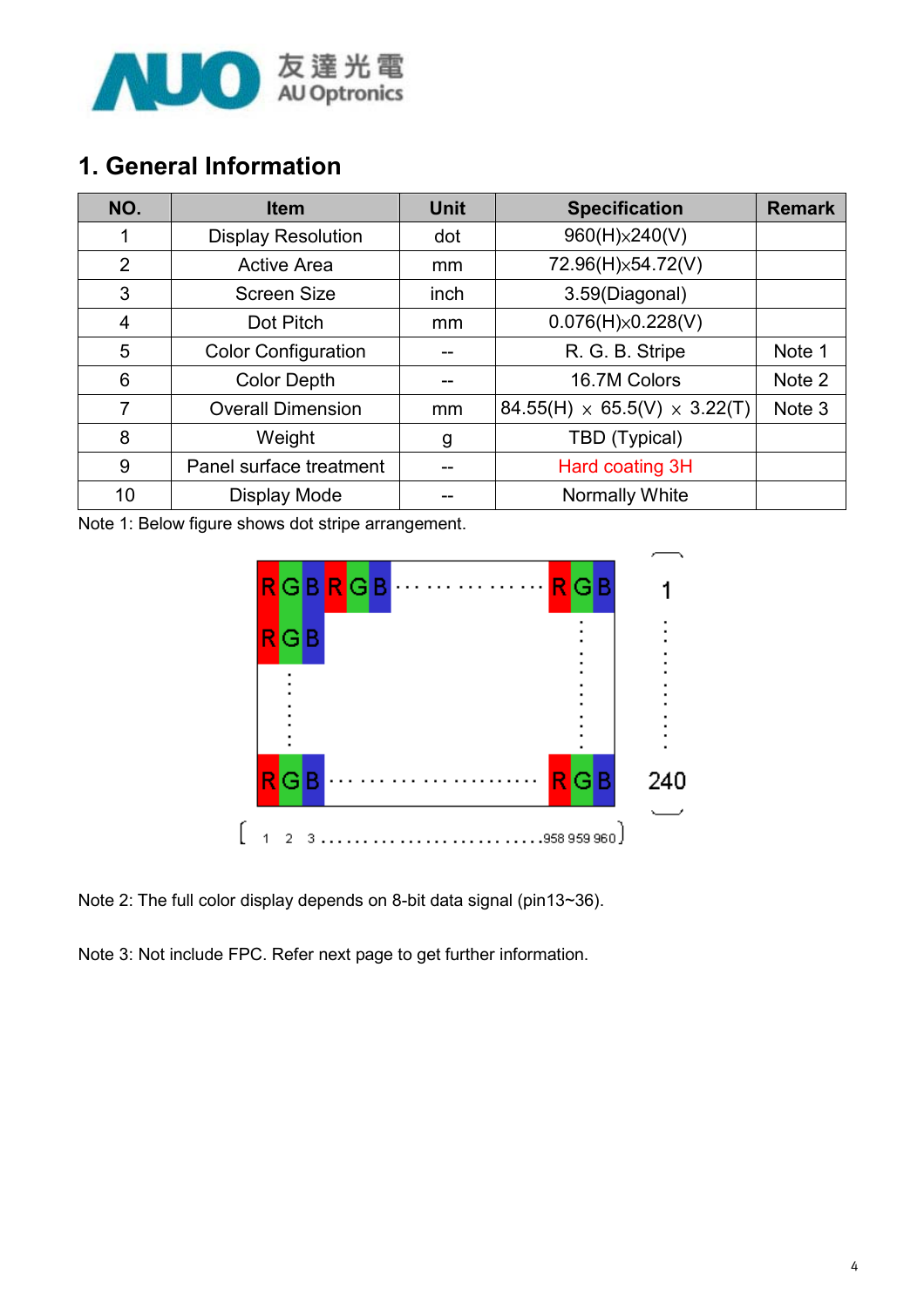# 1. General Information

| NO. | Item | Unit | Specification | Remark |
|---|---|---|---|---|
| 1 | Display Resolution | dot | 960(H)x240(V) | |
| 2 | Active Area | mm | 72.96(H)x54.72(V) | |
| 3 | Screen Size | inch | 3.59(Diagonal) | |
| 4 | Dot Pitch | mm | 0.076(H)x0.228(V) | |
| 5 | Color Configuration | -- | R. G. B. Stripe | Note 1 |
| 6 | Color Depth | -- | 16.7M Colors | Note 2 |
| 7 | Overall Dimension | mm | 84.55(H) x 65.5(V) x 3.22(T) | Note 3 |
| 8 | Weight | g | TBD (Typical) | |
| 9 | Panel surface treatment | -- | Hard coating 3H | |
| 10 | Display Mode | -- | Normally White | |

Note 1: Below figure shows dot stripe arrangement.

RGB RGB ..................... RGB (rows 1 … 240; columns 1 2 3 ..................... 958 959 960)

Note 2: The full color display depends on 8-bit data signal (pin13~36).

Note 3: Not include FPC. Refer next page to get further information.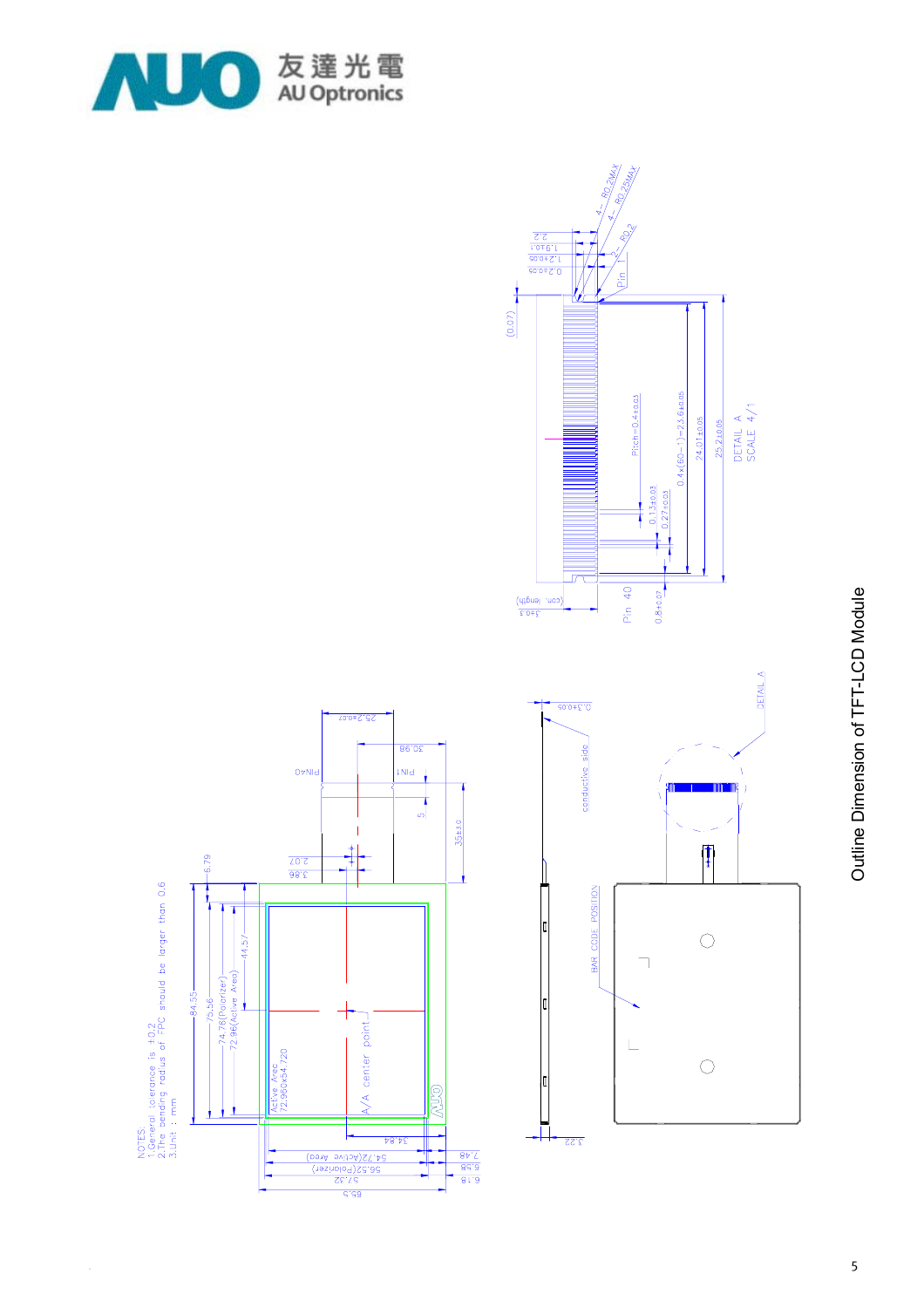Outline Dimension of TFT-LCD Module

NOTES:
1. General tolerance is ±0.2
2. The bending radius of FPC should be larger than 0.6
3. Unit : mm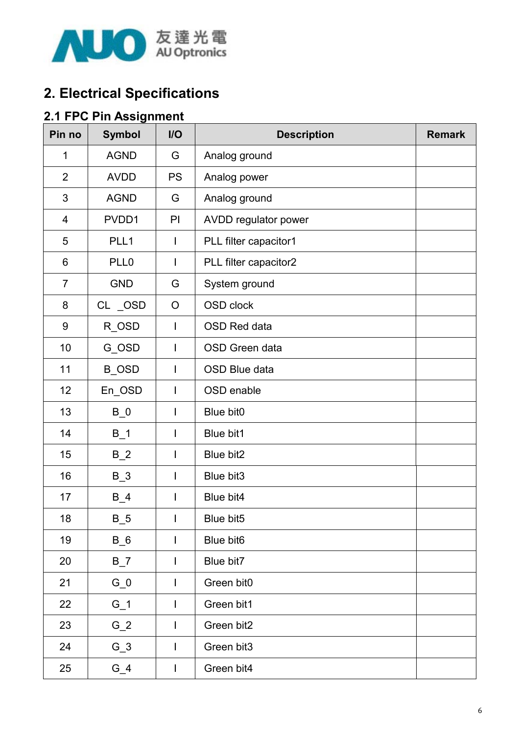## 2. Electrical Specifications

### 2.1 FPC Pin Assignment

| Pin no | Symbol | I/O | Description | Remark |
|---|---|---|---|---|
| 1 | AGND | G | Analog ground | |
| 2 | AVDD | PS | Analog power | |
| 3 | AGND | G | Analog ground | |
| 4 | PVDD1 | PI | AVDD regulator power | |
| 5 | PLL1 | I | PLL filter capacitor1 | |
| 6 | PLL0 | I | PLL filter capacitor2 | |
| 7 | GND | G | System ground | |
| 8 | CL _OSD | O | OSD clock | |
| 9 | R_OSD | I | OSD Red data | |
| 10 | G_OSD | I | OSD Green data | |
| 11 | B_OSD | I | OSD Blue data | |
| 12 | En_OSD | I | OSD enable | |
| 13 | B_0 | I | Blue bit0 | |
| 14 | B_1 | I | Blue bit1 | |
| 15 | B_2 | I | Blue bit2 | |
| 16 | B_3 | I | Blue bit3 | |
| 17 | B_4 | I | Blue bit4 | |
| 18 | B_5 | I | Blue bit5 | |
| 19 | B_6 | I | Blue bit6 | |
| 20 | B_7 | I | Blue bit7 | |
| 21 | G_0 | I | Green bit0 | |
| 22 | G_1 | I | Green bit1 | |
| 23 | G_2 | I | Green bit2 | |
| 24 | G_3 | I | Green bit3 | |
| 25 | G_4 | I | Green bit4 | |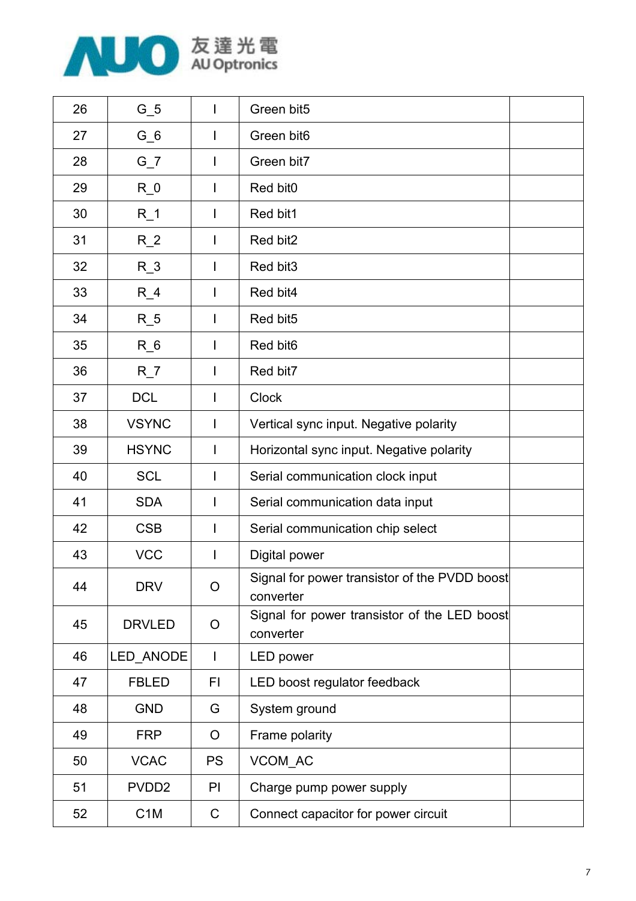| 26 | G_5 | I | Green bit5 | |
|---|---|---|---|---|
| 27 | G_6 | I | Green bit6 | |
| 28 | G_7 | I | Green bit7 | |
| 29 | R_0 | I | Red bit0 | |
| 30 | R_1 | I | Red bit1 | |
| 31 | R_2 | I | Red bit2 | |
| 32 | R_3 | I | Red bit3 | |
| 33 | R_4 | I | Red bit4 | |
| 34 | R_5 | I | Red bit5 | |
| 35 | R_6 | I | Red bit6 | |
| 36 | R_7 | I | Red bit7 | |
| 37 | DCL | I | Clock | |
| 38 | VSYNC | I | Vertical sync input. Negative polarity | |
| 39 | HSYNC | I | Horizontal sync input. Negative polarity | |
| 40 | SCL | I | Serial communication clock input | |
| 41 | SDA | I | Serial communication data input | |
| 42 | CSB | I | Serial communication chip select | |
| 43 | VCC | I | Digital power | |
| 44 | DRV | O | Signal for power transistor of the PVDD boost converter | |
| 45 | DRVLED | O | Signal for power transistor of the LED boost converter | |
| 46 | LED_ANODE | I | LED power | |
| 47 | FBLED | FI | LED boost regulator feedback | |
| 48 | GND | G | System ground | |
| 49 | FRP | O | Frame polarity | |
| 50 | VCAC | PS | VCOM_AC | |
| 51 | PVDD2 | PI | Charge pump power supply | |
| 52 | C1M | C | Connect capacitor for power circuit | |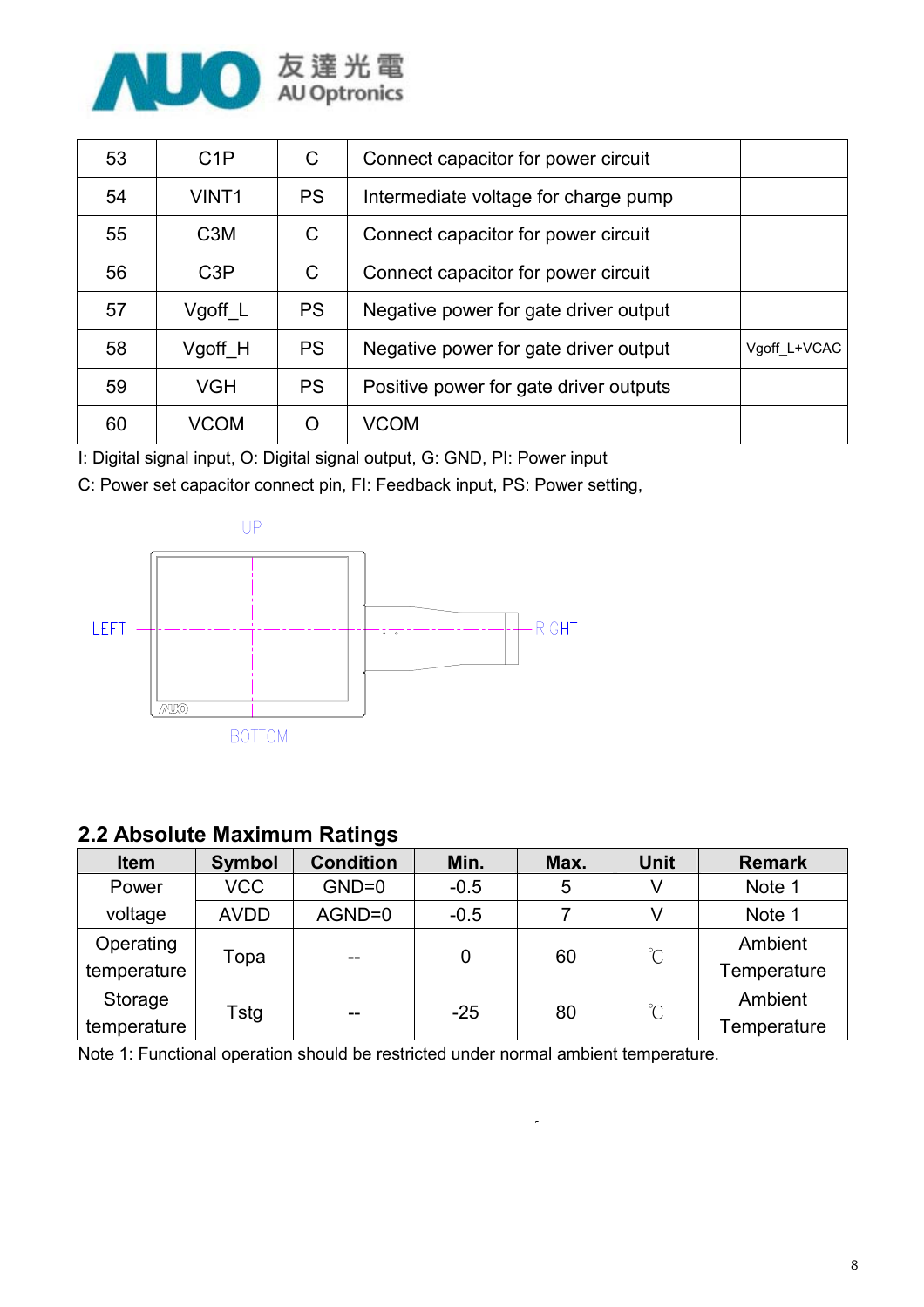| 53 | C1P | C | Connect capacitor for power circuit | |
|---|---|---|---|---|
| 54 | VINT1 | PS | Intermediate voltage for charge pump | |
| 55 | C3M | C | Connect capacitor for power circuit | |
| 56 | C3P | C | Connect capacitor for power circuit | |
| 57 | Vgoff_L | PS | Negative power for gate driver output | |
| 58 | Vgoff_H | PS | Negative power for gate driver output | Vgoff_L+VCAC |
| 59 | VGH | PS | Positive power for gate driver outputs | |
| 60 | VCOM | O | VCOM | |

I: Digital signal input, O: Digital signal output, G: GND, PI: Power input

C: Power set capacitor connect pin, FI: Feedback input, PS: Power setting,

UP

LEFT RIGHT

BOTTOM

## 2.2 Absolute Maximum Ratings

| Item | Symbol | Condition | Min. | Max. | Unit | Remark |
|---|---|---|---|---|---|---|
| Power voltage | VCC | GND=0 | -0.5 | 5 | V | Note 1 |
| | AVDD | AGND=0 | -0.5 | 7 | V | Note 1 |
| Operating temperature | Topa | -- | 0 | 60 | ℃ | Ambient Temperature |
| Storage temperature | Tstg | -- | -25 | 80 | ℃ | Ambient Temperature |

Note 1: Functional operation should be restricted under normal ambient temperature.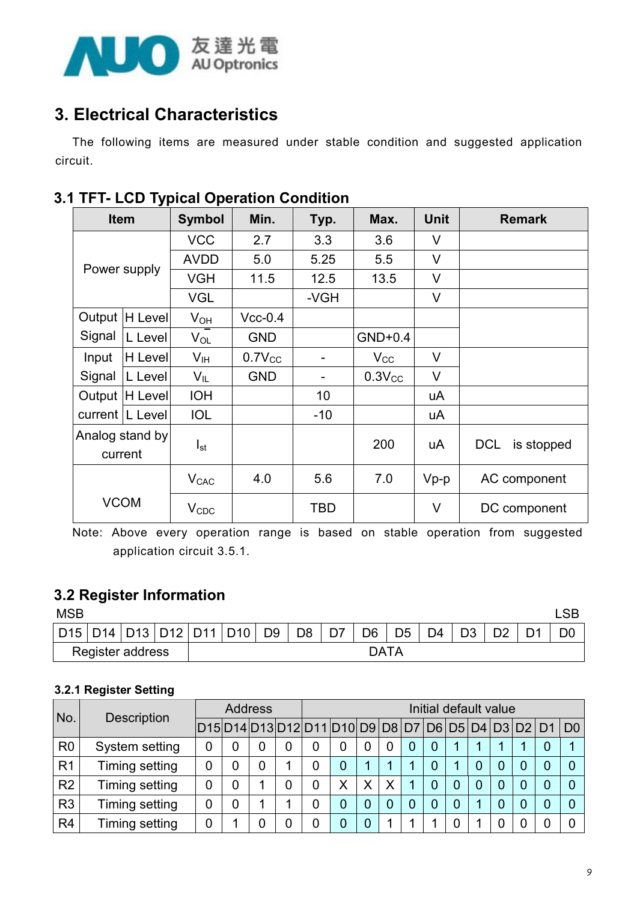# 3. Electrical Characteristics

The following items are measured under stable condition and suggested application circuit.

## 3.1 TFT- LCD Typical Operation Condition

| Item | | Symbol | Min. | Typ. | Max. | Unit | Remark |
|---|---|---|---|---|---|---|---|
| Power supply | | VCC | 2.7 | 3.3 | 3.6 | V | |
| | | AVDD | 5.0 | 5.25 | 5.5 | V | |
| | | VGH | 11.5 | 12.5 | 13.5 | V | |
| | | VGL | | -VGH | | V | |
| Output Signal | H Level | $V_{OH}$ | Vcc-0.4 | | | | |
| | L Level | $V_{OL}$ | GND | | GND+0.4 | | |
| Input Signal | H Level | $V_{IH}$ | $0.7V_{CC}$ | - | $V_{CC}$ | V | |
| | L Level | $V_{IL}$ | GND | - | $0.3V_{CC}$ | V | |
| Output current | H Level | IOH | | 10 | | uA | |
| | L Level | IOL | | -10 | | uA | |
| Analog stand by current | | $I_{st}$ | | | 200 | uA | DCL is stopped |
| VCOM | | $V_{CAC}$ | 4.0 | 5.6 | 7.0 | Vp-p | AC component |
| | | $V_{CDC}$ | | TBD | | V | DC component |

Note: Above every operation range is based on stable operation from suggested application circuit 3.5.1.

## 3.2 Register Information

MSB … LSB

| D15 | D14 | D13 | D12 | D11 | D10 | D9 | D8 | D7 | D6 | D5 | D4 | D3 | D2 | D1 | D0 |
|---|---|---|---|---|---|---|---|---|---|---|---|---|---|---|---|
| Register address | | | | DATA | | | | | | | | | | | |

### 3.2.1 Register Setting

| No. | Description | Address | | | | Initial default value | | | | | | | | | | | |
|---|---|---|---|---|---|---|---|---|---|---|---|---|---|---|---|---|---|
| | | D15 | D14 | D13 | D12 | D11 | D10 | D9 | D8 | D7 | D6 | D5 | D4 | D3 | D2 | D1 | D0 |
| R0 | System setting | 0 | 0 | 0 | 0 | 0 | 0 | 0 | 0 | 0 | 0 | 1 | 1 | 1 | 1 | 0 | 1 |
| R1 | Timing setting | 0 | 0 | 0 | 1 | 0 | 0 | 1 | 1 | 1 | 0 | 1 | 0 | 0 | 0 | 0 | 0 |
| R2 | Timing setting | 0 | 0 | 1 | 0 | 0 | X | X | X | 1 | 0 | 0 | 0 | 0 | 0 | 0 | 0 |
| R3 | Timing setting | 0 | 0 | 1 | 1 | 0 | 0 | 0 | 0 | 0 | 0 | 0 | 1 | 0 | 0 | 0 | 0 |
| R4 | Timing setting | 0 | 1 | 0 | 0 | 0 | 0 | 0 | 1 | 1 | 1 | 0 | 1 | 0 | 0 | 0 | 0 |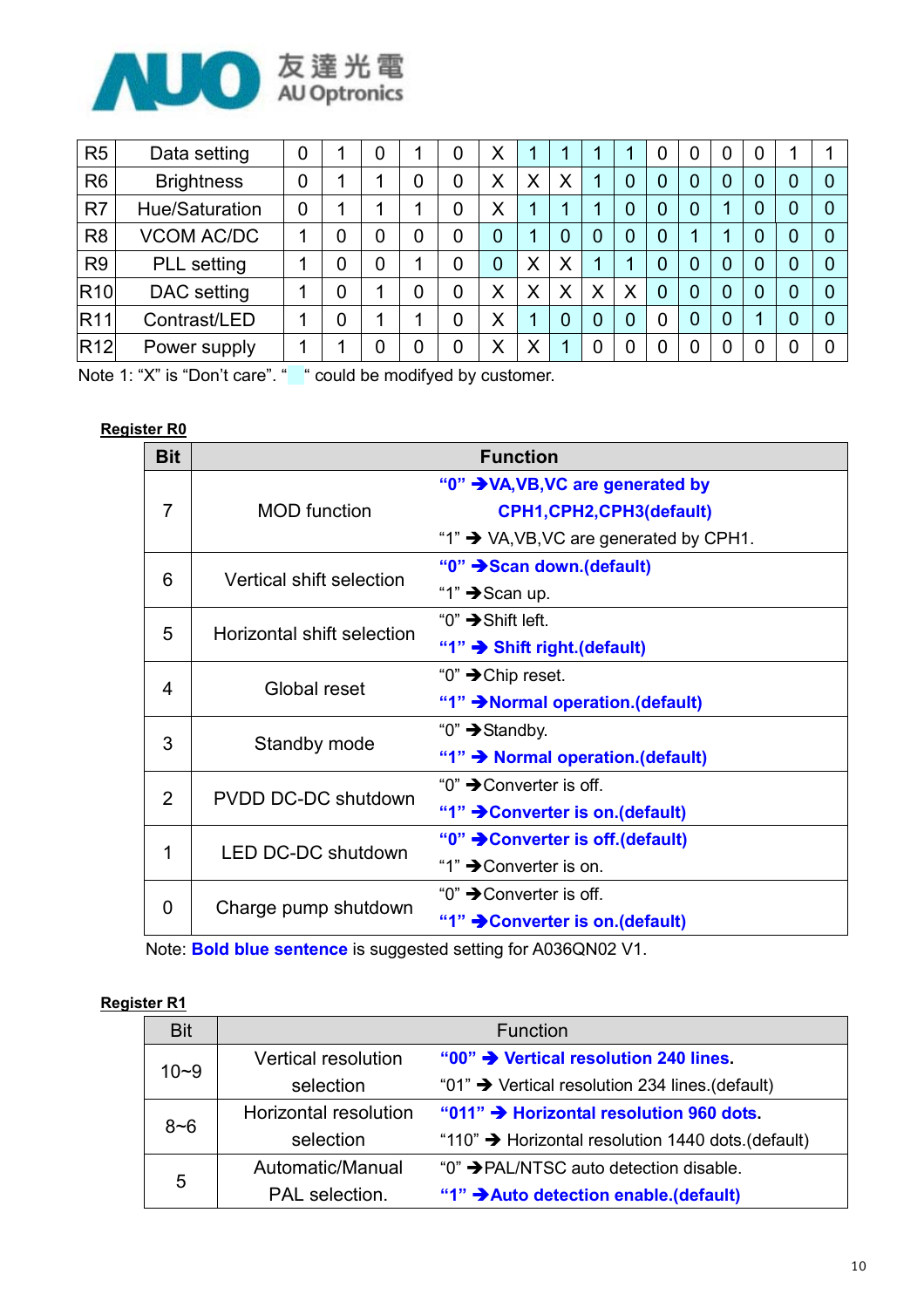| R5 | Data setting | 0 | 1 | 0 | 1 | 0 | X | 1 | 1 | 1 | 1 | 0 | 0 | 0 | 0 | 1 | 1 |
|---|---|---|---|---|---|---|---|---|---|---|---|---|---|---|---|---|---|
| R6 | Brightness | 0 | 1 | 1 | 0 | 0 | X | X | X | 1 | 0 | 0 | 0 | 0 | 0 | 0 | 0 |
| R7 | Hue/Saturation | 0 | 1 | 1 | 1 | 0 | X | 1 | 1 | 1 | 0 | 0 | 0 | 1 | 0 | 0 | 0 |
| R8 | VCOM AC/DC | 1 | 0 | 0 | 0 | 0 | 0 | 1 | 0 | 0 | 0 | 0 | 1 | 1 | 0 | 0 | 0 |
| R9 | PLL setting | 1 | 0 | 0 | 1 | 0 | 0 | X | X | 1 | 1 | 0 | 0 | 0 | 0 | 0 | 0 |
| R10 | DAC setting | 1 | 0 | 1 | 0 | 0 | X | X | X | X | X | 0 | 0 | 0 | 0 | 0 | 0 |
| R11 | Contrast/LED | 1 | 0 | 1 | 1 | 0 | X | 1 | 0 | 0 | 0 | 0 | 0 | 0 | 1 | 0 | 0 |
| R12 | Power supply | 1 | 1 | 0 | 0 | 0 | X | X | 1 | 0 | 0 | 0 | 0 | 0 | 0 | 0 | 0 |

Note 1: "X" is "Don't care". "  " could be modifyed by customer.

**Register R0**

| Bit | | Function |
|---|---|---|
| 7 | MOD function | **"0" → VA,VB,VC are generated by CPH1,CPH2,CPH3(default)**<br>"1" → VA,VB,VC are generated by CPH1. |
| 6 | Vertical shift selection | **"0" → Scan down.(default)**<br>"1" → Scan up. |
| 5 | Horizontal shift selection | "0" → Shift left.<br>**"1" → Shift right.(default)** |
| 4 | Global reset | "0" → Chip reset.<br>**"1" → Normal operation.(default)** |
| 3 | Standby mode | "0" → Standby.<br>**"1" → Normal operation.(default)** |
| 2 | PVDD DC-DC shutdown | "0" → Converter is off.<br>**"1" → Converter is on.(default)** |
| 1 | LED DC-DC shutdown | **"0" → Converter is off.(default)**<br>"1" → Converter is on. |
| 0 | Charge pump shutdown | "0" → Converter is off.<br>**"1" → Converter is on.(default)** |

Note: **Bold blue sentence** is suggested setting for A036QN02 V1.

**Register R1**

| Bit | | Function |
|---|---|---|
| 10~9 | Vertical resolution selection | **"00" → Vertical resolution 240 lines.**<br>"01" → Vertical resolution 234 lines.(default) |
| 8~6 | Horizontal resolution selection | **"011" → Horizontal resolution 960 dots.**<br>"110" → Horizontal resolution 1440 dots.(default) |
| 5 | Automatic/Manual PAL selection. | "0" → PAL/NTSC auto detection disable.<br>**"1" → Auto detection enable.(default)** |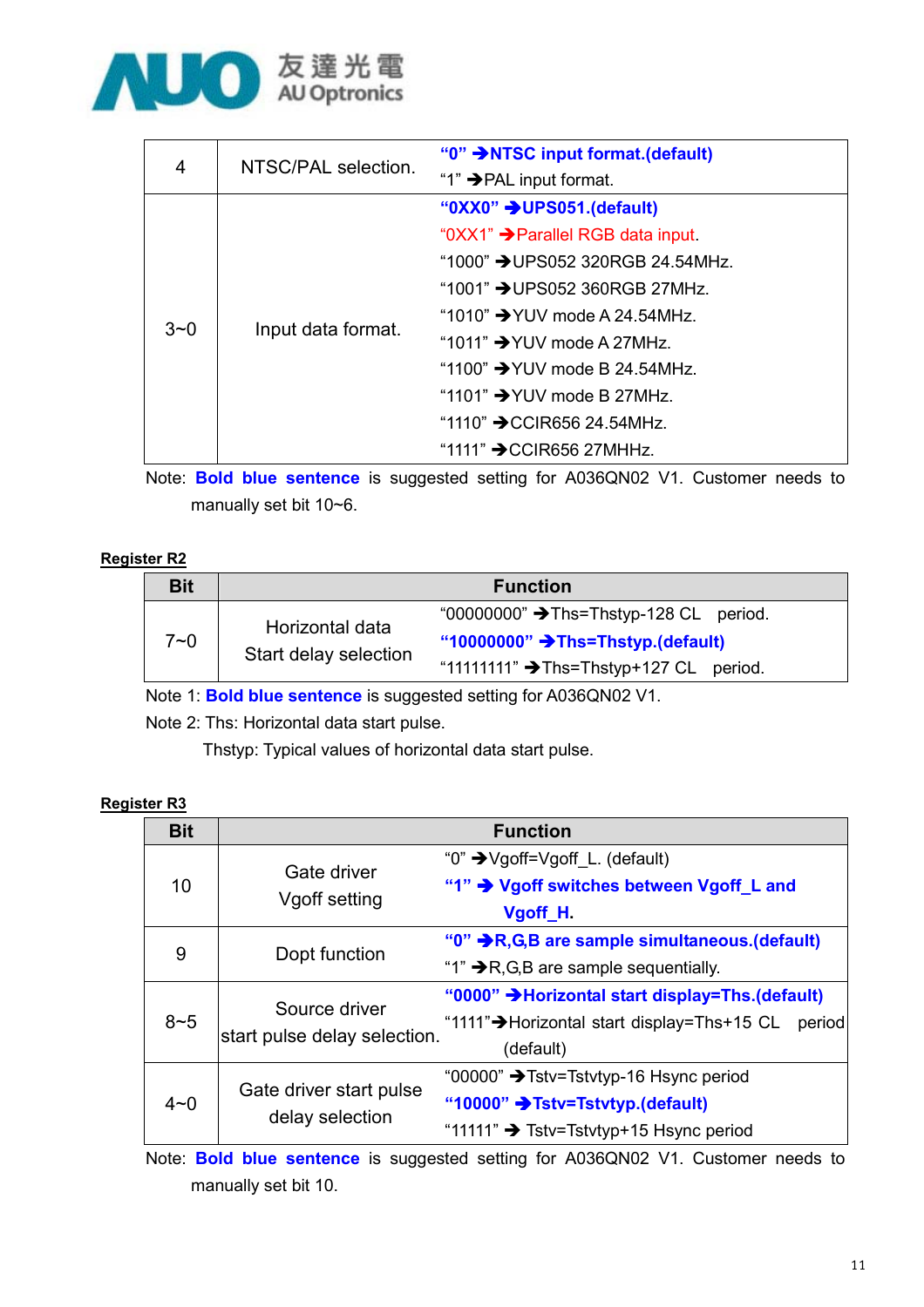| 4 | NTSC/PAL selection. | **"0" →NTSC input format.(default)**<br>"1" →PAL input format. |
|---|---|---|
| 3~0 | Input data format. | **"0XX0" →UPS051.(default)**<br>"0XX1" →Parallel RGB data input.<br>"1000" →UPS052 320RGB 24.54MHz.<br>"1001" →UPS052 360RGB 27MHz.<br>"1010" →YUV mode A 24.54MHz.<br>"1011" →YUV mode A 27MHz.<br>"1100" →YUV mode B 24.54MHz.<br>"1101" →YUV mode B 27MHz.<br>"1110" →CCIR656 24.54MHz.<br>"1111" →CCIR656 27MHHz. |

Note: **Bold blue sentence** is suggested setting for A036QN02 V1. Customer needs to manually set bit 10~6.

**Register R2**

| Bit | Function | |
|---|---|---|
| 7~0 | Horizontal data Start delay selection | "00000000" →Ths=Thstyp-128 CL period.<br>**"10000000" →Ths=Thstyp.(default)**<br>"11111111" →Ths=Thstyp+127 CL period. |

Note 1: **Bold blue sentence** is suggested setting for A036QN02 V1.

Note 2: Ths: Horizontal data start pulse.

Thstyp: Typical values of horizontal data start pulse.

**Register R3**

| Bit | Function | |
|---|---|---|
| 10 | Gate driver Vgoff setting | "0" →Vgoff=Vgoff_L. (default)<br>**"1" → Vgoff switches between Vgoff_L and Vgoff_H.** |
| 9 | Dopt function | **"0" →R,G,B are sample simultaneous.(default)**<br>"1" →R,G,B are sample sequentially. |
| 8~5 | Source driver start pulse delay selection. | **"0000" →Horizontal start display=Ths.(default)**<br>"1111"→Horizontal start display=Ths+15 CL period (default) |
| 4~0 | Gate driver start pulse delay selection | "00000" →Tstv=Tstvtyp-16 Hsync period<br>**"10000" →Tstv=Tstvtyp.(default)**<br>"11111" → Tstv=Tstvtyp+15 Hsync period |

Note: **Bold blue sentence** is suggested setting for A036QN02 V1. Customer needs to manually set bit 10.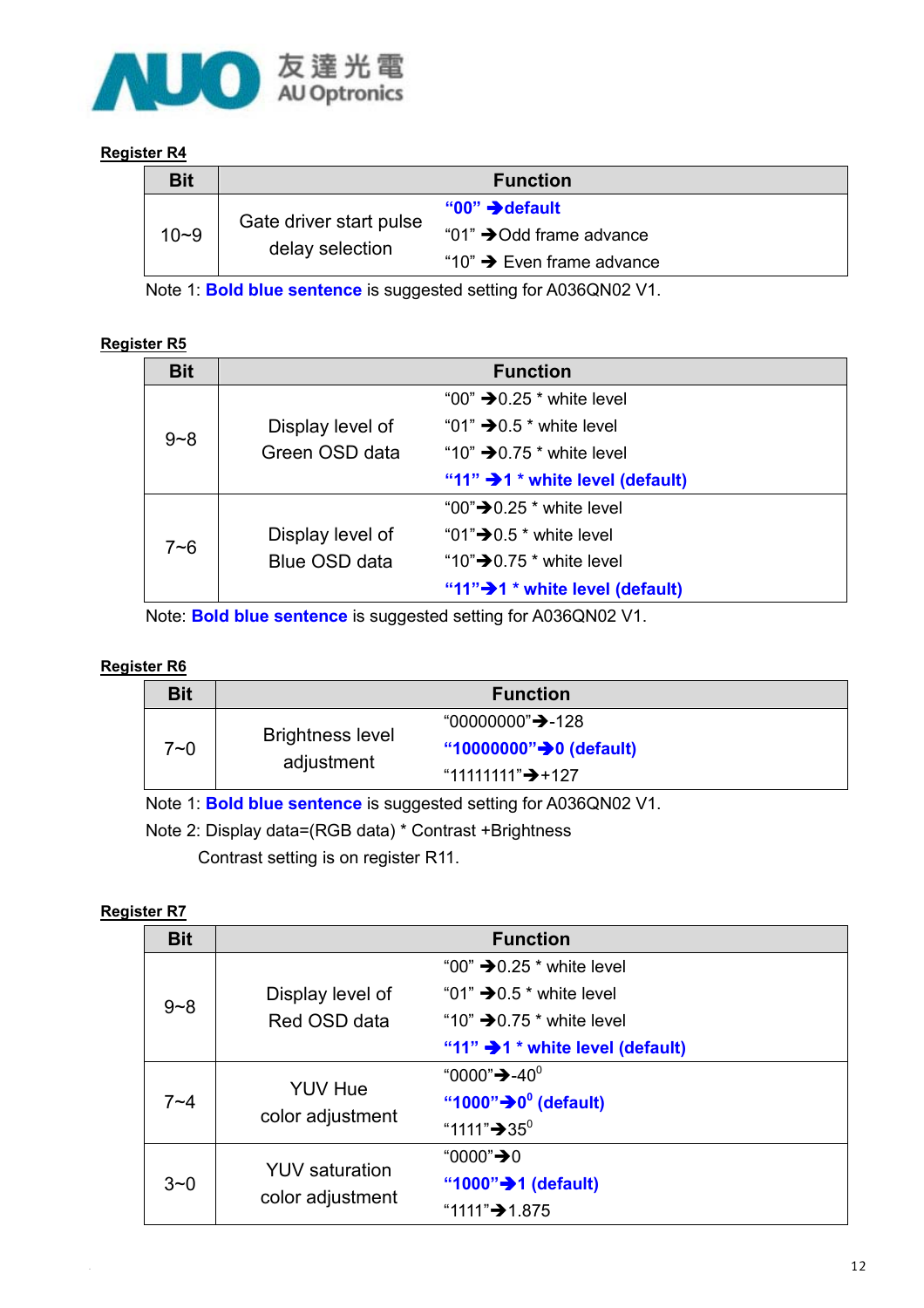**Register R4**

| Bit | Function | |
|---|---|---|
| 10~9 | Gate driver start pulse delay selection | **"00" → default**<br>"01" → Odd frame advance<br>"10" → Even frame advance |

Note 1: **Bold blue sentence** is suggested setting for A036QN02 V1.

**Register R5**

| Bit | Function | |
|---|---|---|
| 9~8 | Display level of Green OSD data | "00" → 0.25 * white level<br>"01" → 0.5 * white level<br>"10" → 0.75 * white level<br>**"11" → 1 * white level (default)** |
| 7~6 | Display level of Blue OSD data | "00" → 0.25 * white level<br>"01" → 0.5 * white level<br>"10" → 0.75 * white level<br>**"11" → 1 * white level (default)** |

Note: **Bold blue sentence** is suggested setting for A036QN02 V1.

**Register R6**

| Bit | Function | |
|---|---|---|
| 7~0 | Brightness level adjustment | "00000000" → -128<br>**"10000000" → 0 (default)**<br>"11111111" → +127 |

Note 1: **Bold blue sentence** is suggested setting for A036QN02 V1.

Note 2: Display data=(RGB data) * Contrast +Brightness

Contrast setting is on register R11.

**Register R7**

| Bit | Function | |
|---|---|---|
| 9~8 | Display level of Red OSD data | "00" → 0.25 * white level<br>"01" → 0.5 * white level<br>"10" → 0.75 * white level<br>**"11" → 1 * white level (default)** |
| 7~4 | YUV Hue color adjustment | "0000" → $-40^0$<br>**"1000" → $0^0$ (default)**<br>"1111" → $35^0$ |
| 3~0 | YUV saturation color adjustment | "0000" → 0<br>**"1000" → 1 (default)**<br>"1111" → 1.875 |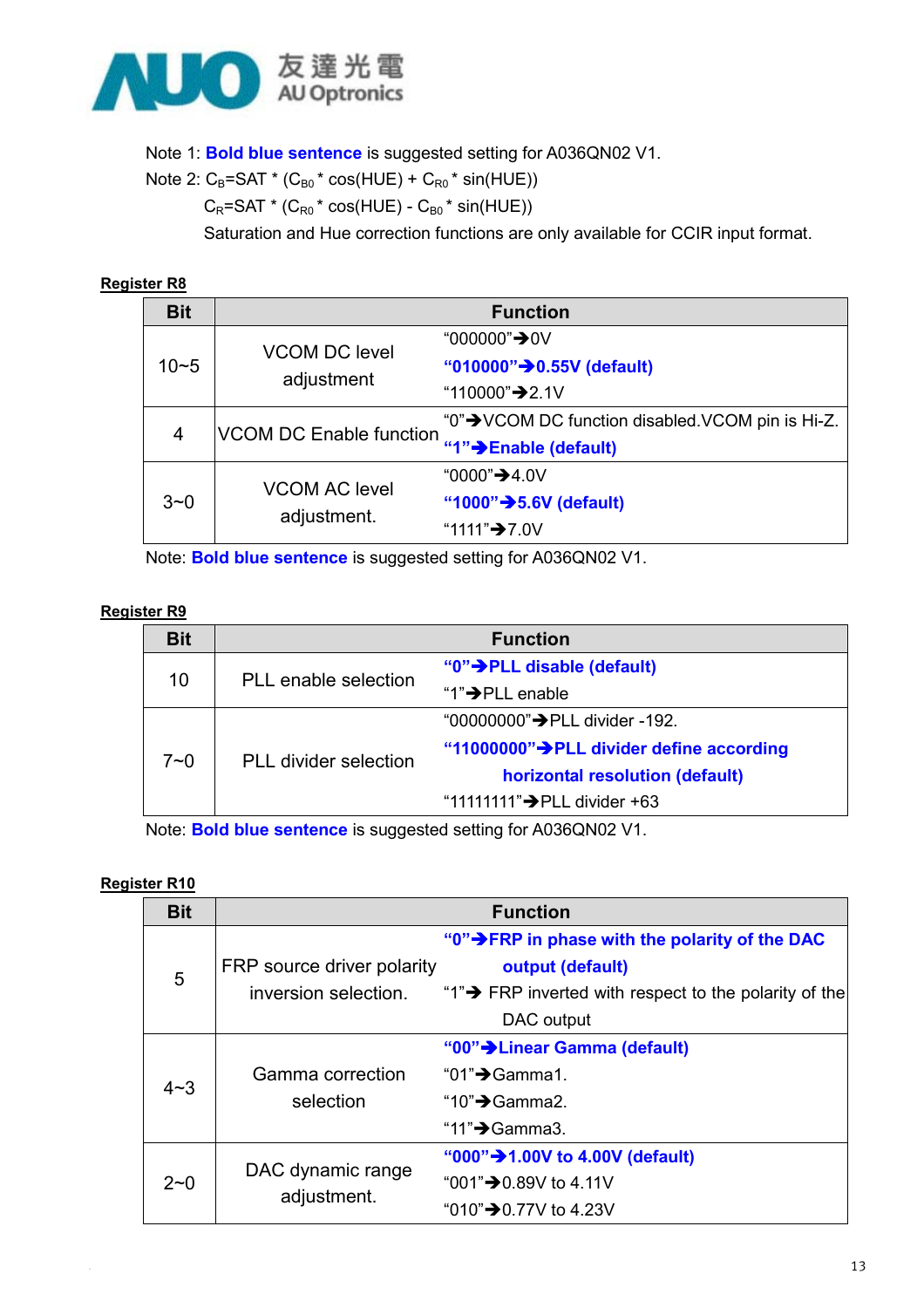Note 1: **Bold blue sentence** is suggested setting for A036QN02 V1.

Note 2: $C_B$=SAT * ($C_{B0}$ * cos(HUE) + $C_{R0}$ * sin(HUE))

$C_R$=SAT * ($C_{R0}$ * cos(HUE) - $C_{B0}$ * sin(HUE))

Saturation and Hue correction functions are only available for CCIR input format.

**Register R8**

| Bit | Function | |
|---|---|---|
| 10~5 | VCOM DC level adjustment | "000000"→0V<br>**"010000"→0.55V (default)**<br>"110000"→2.1V |
| 4 | VCOM DC Enable function | "0"→VCOM DC function disabled.VCOM pin is Hi-Z.<br>**"1"→Enable (default)** |
| 3~0 | VCOM AC level adjustment. | "0000"→4.0V<br>**"1000"→5.6V (default)**<br>"1111"→7.0V |

Note: **Bold blue sentence** is suggested setting for A036QN02 V1.

**Register R9**

| Bit | Function | |
|---|---|---|
| 10 | PLL enable selection | **"0"→PLL disable (default)**<br>"1"→PLL enable |
| 7~0 | PLL divider selection | "00000000"→PLL divider -192.<br>**"11000000"→PLL divider define according horizontal resolution (default)**<br>"11111111"→PLL divider +63 |

Note: **Bold blue sentence** is suggested setting for A036QN02 V1.

**Register R10**

| Bit | Function | |
|---|---|---|
| 5 | FRP source driver polarity inversion selection. | **"0"→FRP in phase with the polarity of the DAC output (default)**<br>"1"→ FRP inverted with respect to the polarity of the DAC output |
| 4~3 | Gamma correction selection | **"00"→Linear Gamma (default)**<br>"01"→Gamma1.<br>"10"→Gamma2.<br>"11"→Gamma3. |
| 2~0 | DAC dynamic range adjustment. | **"000"→1.00V to 4.00V (default)**<br>"001"→0.89V to 4.11V<br>"010"→0.77V to 4.23V |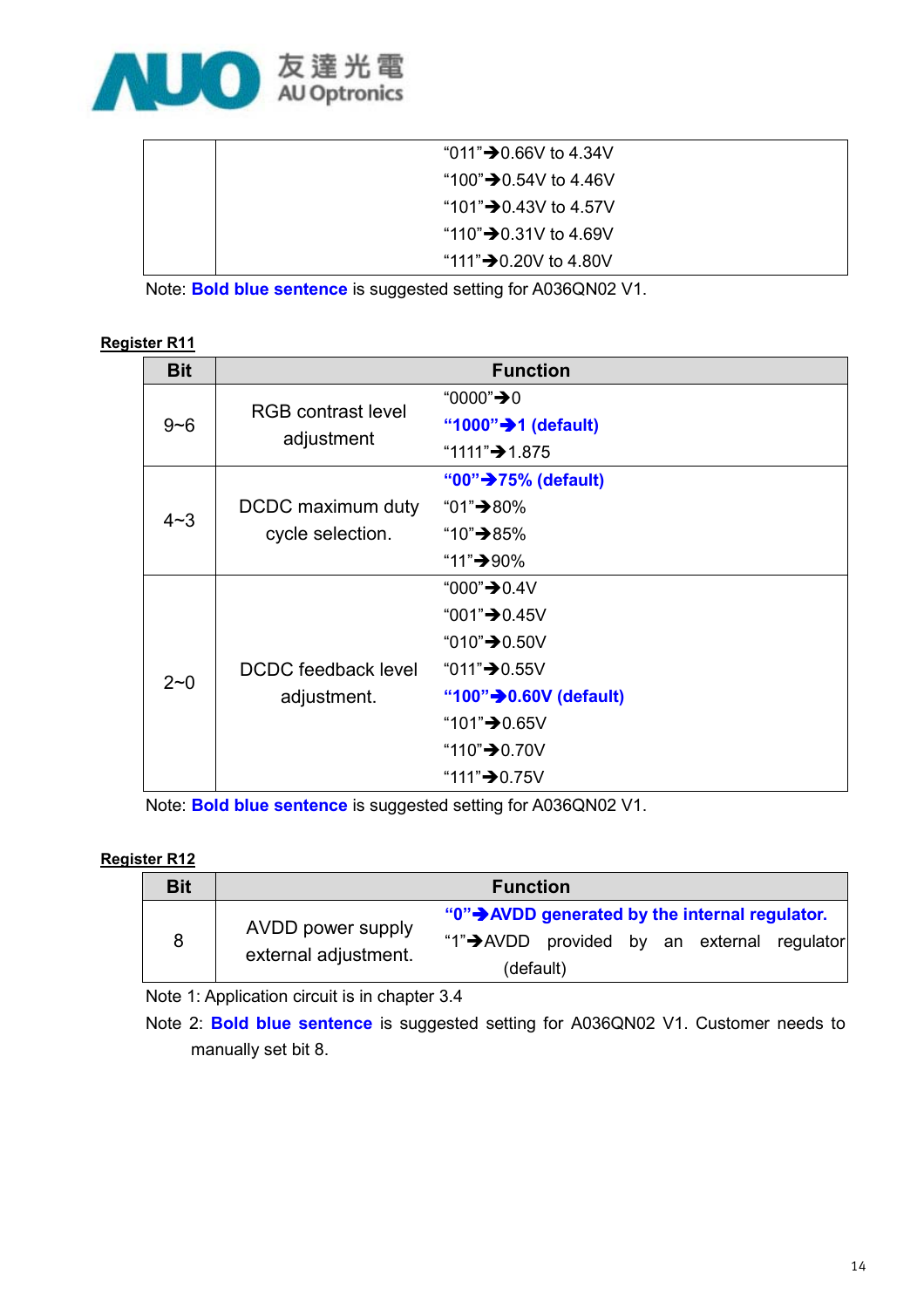| | | |
|---|---|---|
| | | "011"➔0.66V to 4.34V<br>"100"➔0.54V to 4.46V<br>"101"➔0.43V to 4.57V<br>"110"➔0.31V to 4.69V<br>"111"➔0.20V to 4.80V |

Note: **Bold blue sentence** is suggested setting for A036QN02 V1.

**Register R11**

| Bit | Function | |
|---|---|---|
| 9~6 | RGB contrast level adjustment | "0000"➔0<br>**"1000"➔1 (default)**<br>"1111"➔1.875 |
| 4~3 | DCDC maximum duty cycle selection. | **"00"➔75% (default)**<br>"01"➔80%<br>"10"➔85%<br>"11"➔90% |
| 2~0 | DCDC feedback level adjustment. | "000"➔0.4V<br>"001"➔0.45V<br>"010"➔0.50V<br>"011"➔0.55V<br>**"100"➔0.60V (default)**<br>"101"➔0.65V<br>"110"➔0.70V<br>"111"➔0.75V |

Note: **Bold blue sentence** is suggested setting for A036QN02 V1.

**Register R12**

| Bit | Function | |
|---|---|---|
| 8 | AVDD power supply external adjustment. | **"0"➔AVDD generated by the internal regulator.**<br>"1"➔AVDD provided by an external regulator (default) |

Note 1: Application circuit is in chapter 3.4

Note 2: **Bold blue sentence** is suggested setting for A036QN02 V1. Customer needs to manually set bit 8.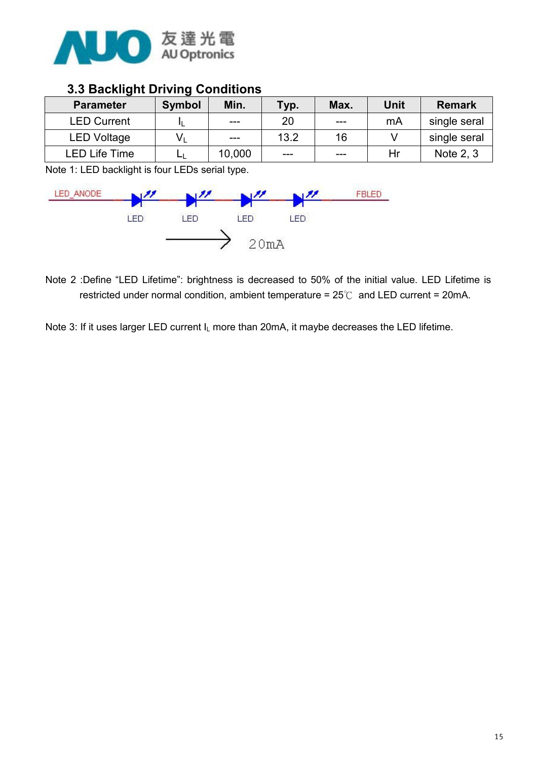### 3.3 Backlight Driving Conditions

| Parameter | Symbol | Min. | Typ. | Max. | Unit | Remark |
|---|---|---|---|---|---|---|
| LED Current | $I_L$ | --- | 20 | --- | mA | single seral |
| LED Voltage | $V_L$ | --- | 13.2 | 16 | V | single seral |
| LED Life Time | $L_L$ | 10,000 | --- | --- | Hr | Note 2, 3 |

Note 1: LED backlight is four LEDs serial type.

LED_ANODE — LED — LED — LED — LED — FBLED

→ 20mA

Note 2 :Define "LED Lifetime": brightness is decreased to 50% of the initial value. LED Lifetime is restricted under normal condition, ambient temperature = 25℃ and LED current = 20mA.

Note 3: If it uses larger LED current $I_L$ more than 20mA, it maybe decreases the LED lifetime.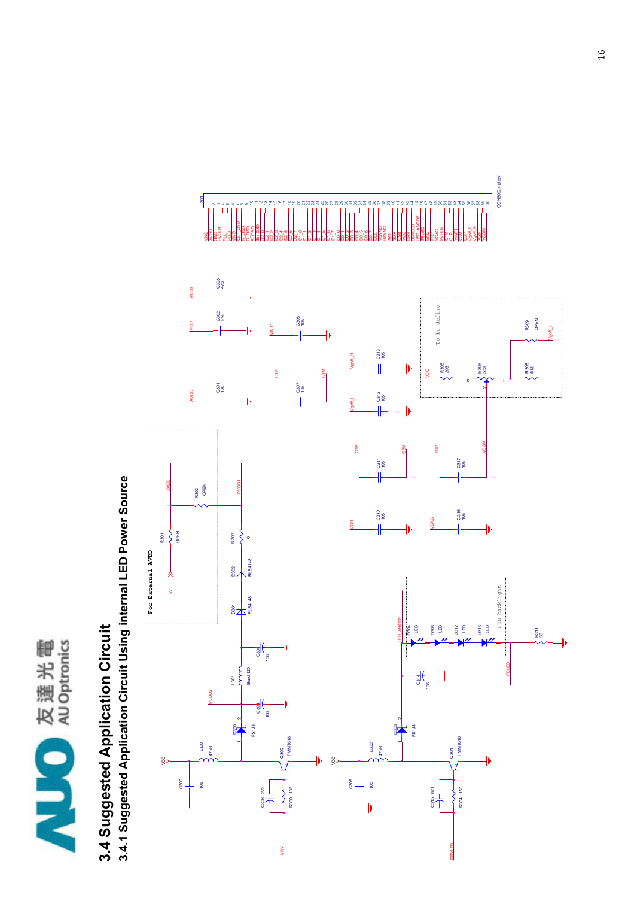## 3.4 Suggested Application Circuit

### 3.4.1 Suggested Application Circuit Using internal LED Power Source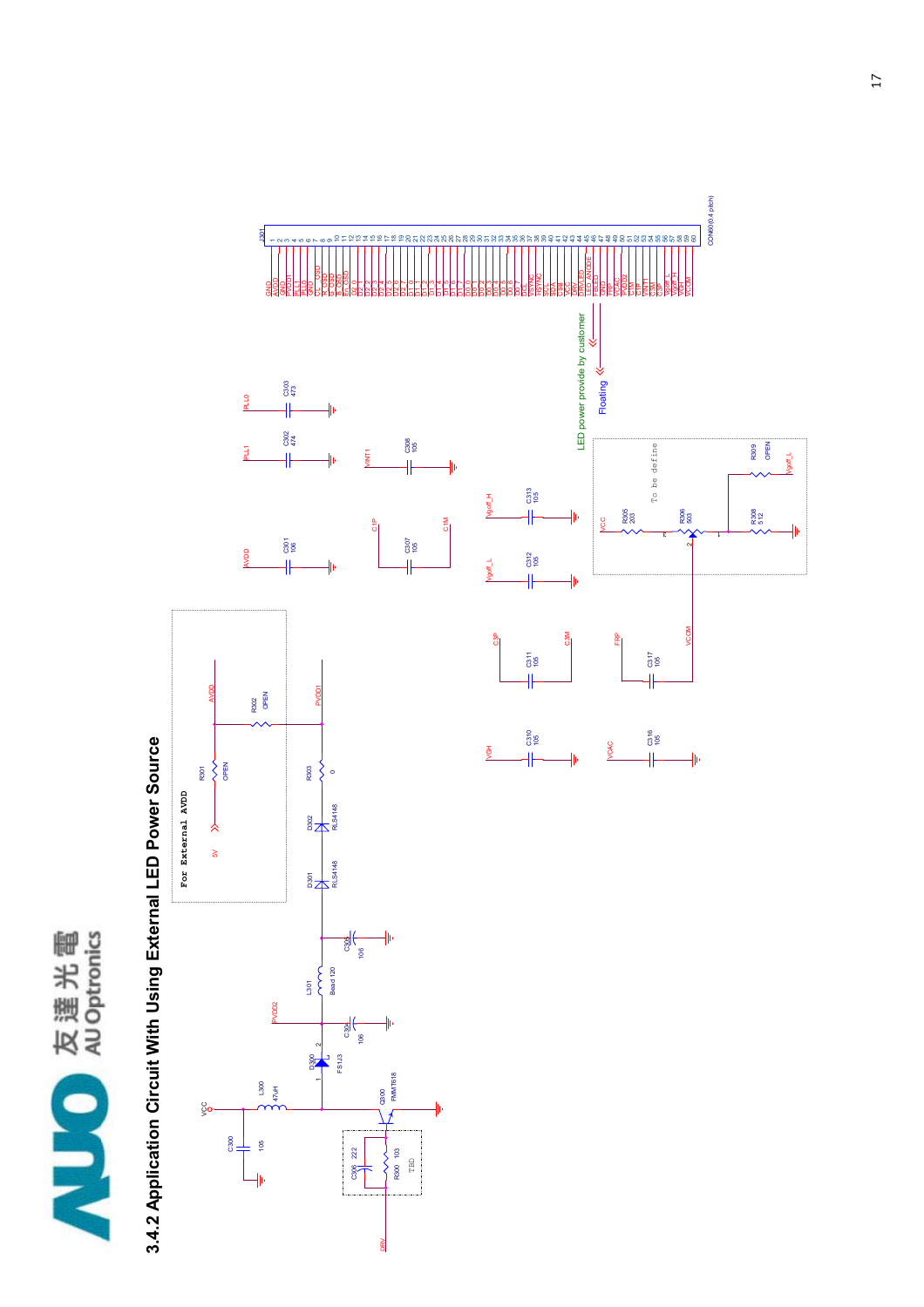## 3.4.2 Application Circuit With Using External LED Power Source

For External AVDD

VCC, C300 105, L300 47uH, D300 FS1J3, Q300 FMMT618, C306 222, R300 103, TBD, DRV, PVDD2, C304 106, L301 Bead 120, C305 106, D301 RLS4148, D302 RLS4148, R303 0, PVDD1, 5V, R301 OPEN, R302 OPEN, AVDD

AVDD C301 106, PLL1 C302 474, PLL0 C303 473, C1P C307 105 C1M, VINT1 C308 105, VGH C310 105, C3P C311 105 C3M, Vgoff_L C312 105, Vgoff_H C313 105, VCAC C316 105, FRP C317 105 VCOM

To be define: VCC R305 203, R306 503, R308 512, R309 OPEN, Vgoff_L

LED power provide by customer

Floating

J301 CON60 (0.4 pitch)

| Pin | Signal |
|---|---|
| 1 | GND |
| 2 | AVDD |
| 3 | GND |
| 4 | PVDD1 |
| 5 | PLL1 |
| 6 | PLL0 |
| 7 | GND |
| 8 | CL_OSD |
| 9 | R_OSD |
| 10 | G_OSD |
| 11 | B_OSD |
| 12 | EN_OSD |
| 13 | D2_0 |
| 14 | D2_1 |
| 15 | D2_2 |
| 16 | D2_3 |
| 17 | D2_4 |
| 18 | D2_5 |
| 19 | D2_6 |
| 20 | D2_7 |
| 21 | D1_0 |
| 22 | D1_1 |
| 23 | D1_2 |
| 24 | D1_3 |
| 25 | D1_4 |
| 26 | D1_5 |
| 27 | D1_6 |
| 28 | D1_7 |
| 29 | D0_0 |
| 30 | D0_1 |
| 31 | D0_2 |
| 32 | D0_3 |
| 33 | D0_4 |
| 34 | D0_5 |
| 35 | D0_6 |
| 36 | D0_7 |
| 37 | DCL |
| 38 | VSYNC |
| 39 | HSYNC |
| 40 | SCL |
| 41 | SDA |
| 42 | CSB |
| 43 | VCC |
| 44 | DRV |
| 45 | DRVLED |
| 46 | LED_ANODE |
| 47 | FBLED |
| 48 | GND |
| 49 | FRP |
| 50 | VCAC |
| 51 | PVDD2 |
| 52 | C1M |
| 53 | C1P |
| 54 | VINT1 |
| 55 | C3M |
| 56 | C3P |
| 57 | Vgoff_L |
| 58 | Vgoff_H |
| 59 | VGH |
| 60 | VCOM |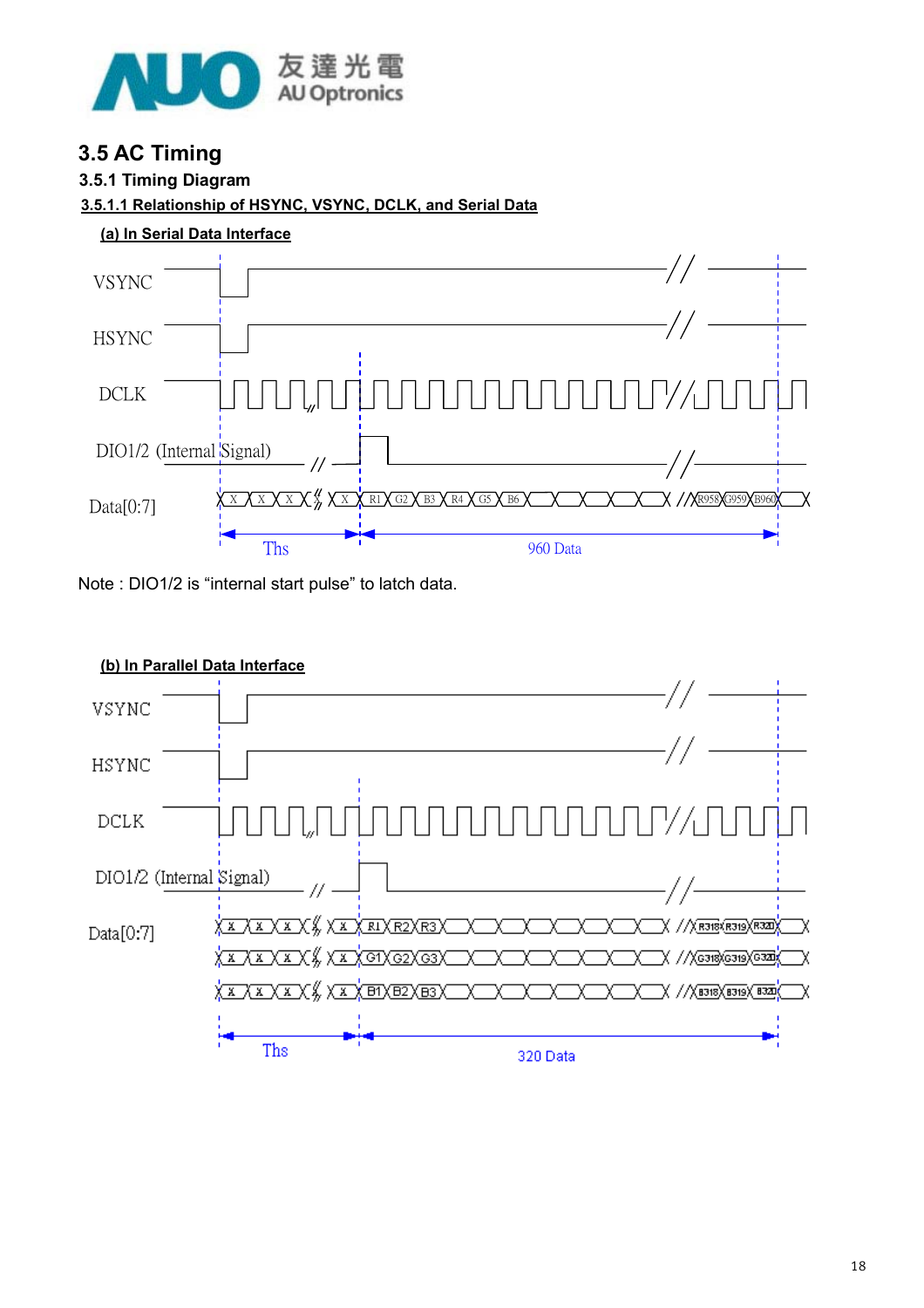## 3.5 AC Timing

### 3.5.1 Timing Diagram

#### 3.5.1.1 Relationship of HSYNC, VSYNC, DCLK, and Serial Data

**(a) In Serial Data Interface**

Note : DIO1/2 is "internal start pulse" to latch data.

**(b) In Parallel Data Interface**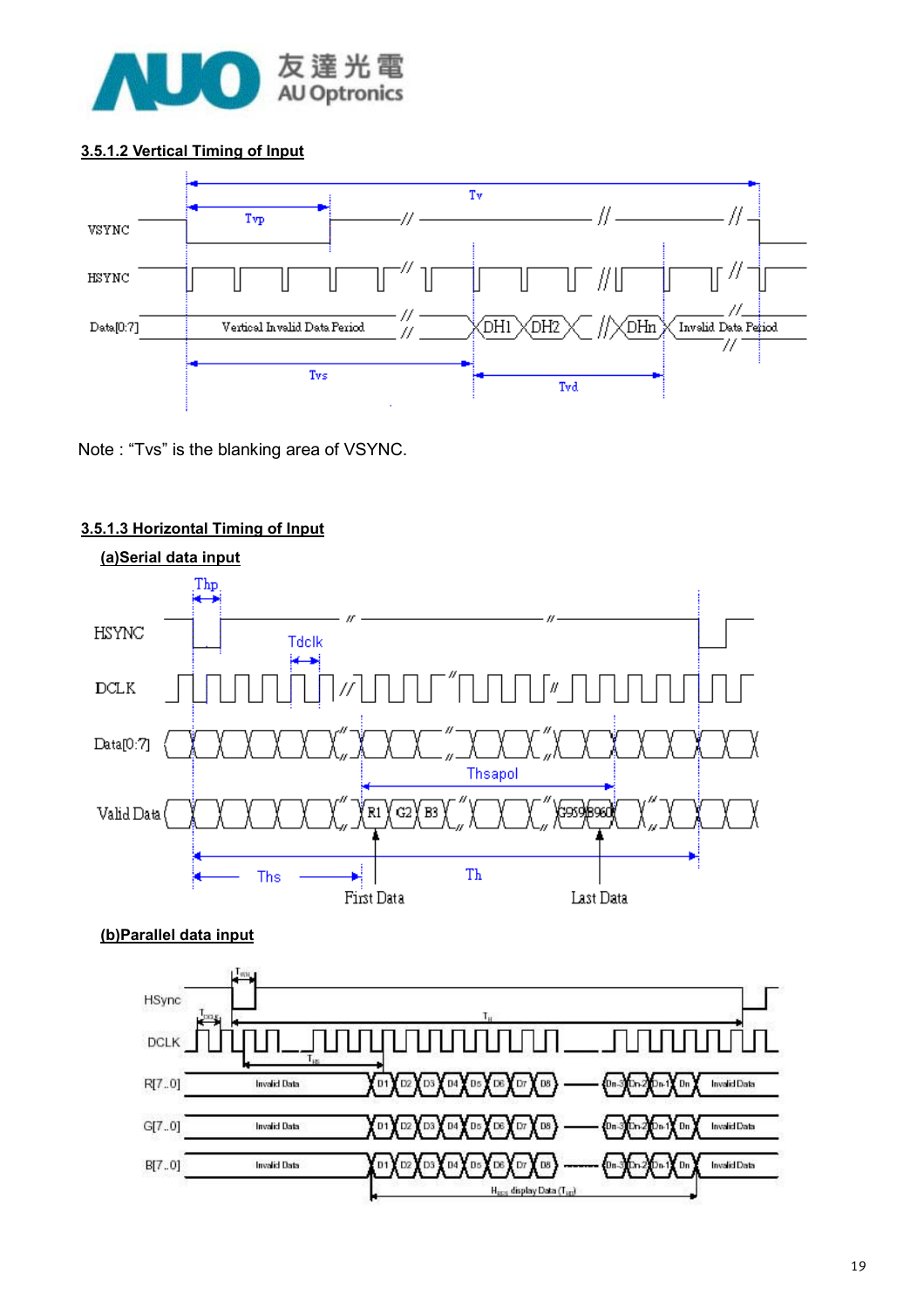### 3.5.1.2 Vertical Timing of Input

Note : “Tvs” is the blanking area of VSYNC.

### 3.5.1.3 Horizontal Timing of Input

**(a)Serial data input**

**(b)Parallel data input**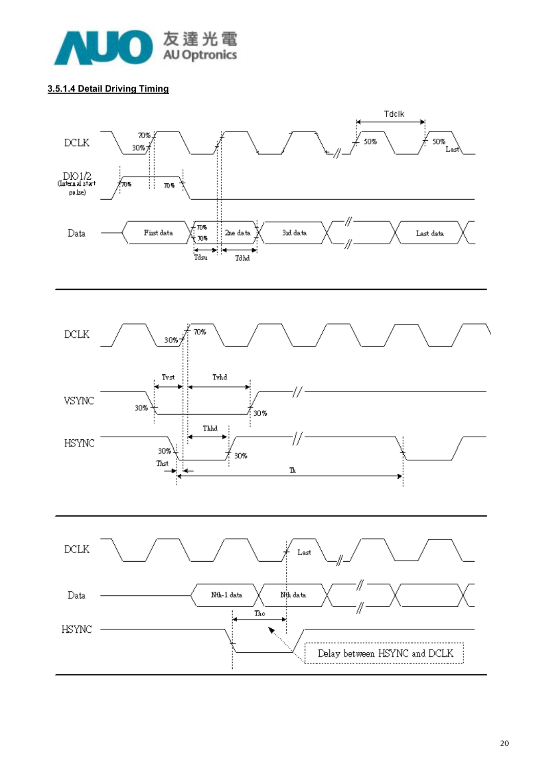### 3.5.1.4 Detail Driving Timing

DCLK

70%

30%

Tdclk

50%

50%

Last

DIO1/2 (Internal start pulse)

70%

70%

Data

First data

70%

30%

2ne data

3rd data

Last data

Tdsu

Tdhd

DCLK

30%

70%

Tvst

Tvhd

VSYNC

30%

30%

Thhd

HSYNC

30%

30%

Thst

Th

DCLK

Last

Data

Nth-1 data

Nth data

Thc

HSYNC

Delay between HSYNC and DCLK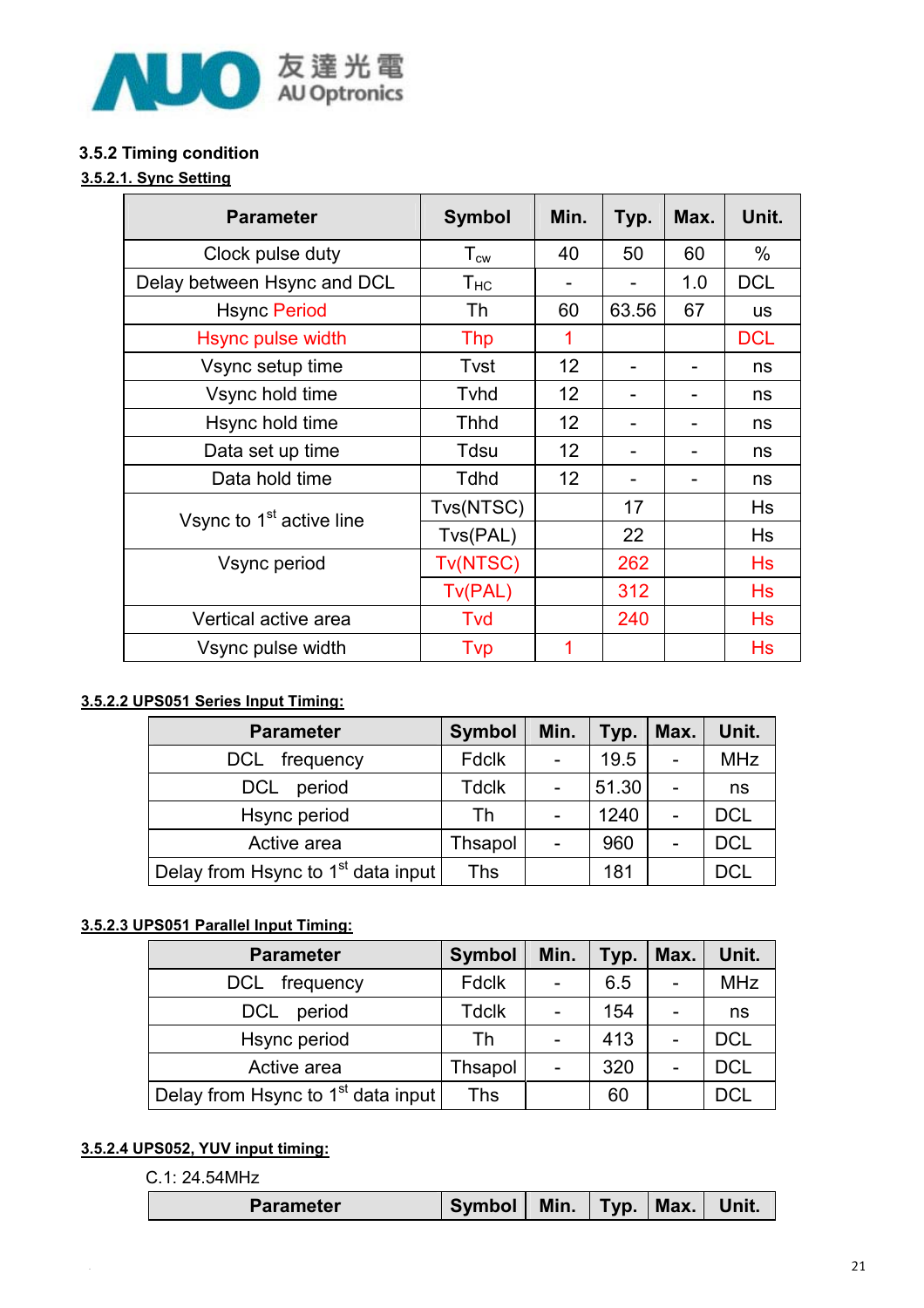### 3.5.2 Timing condition

**3.5.2.1. Sync Setting**

| Parameter | Symbol | Min. | Typ. | Max. | Unit. |
|---|---|---|---|---|---|
| Clock pulse duty | $T_{cw}$ | 40 | 50 | 60 | % |
| Delay between Hsync and DCL | $T_{HC}$ | - | - | 1.0 | DCL |
| Hsync Period | Th | 60 | 63.56 | 67 | us |
| Hsync pulse width | Thp | 1 | | | DCL |
| Vsync setup time | Tvst | 12 | - | - | ns |
| Vsync hold time | Tvhd | 12 | - | - | ns |
| Hsync hold time | Thhd | 12 | - | - | ns |
| Data set up time | Tdsu | 12 | - | - | ns |
| Data hold time | Tdhd | 12 | - | - | ns |
| Vsync to 1st active line | Tvs(NTSC) | | 17 | | Hs |
| | Tvs(PAL) | | 22 | | Hs |
| Vsync period | Tv(NTSC) | | 262 | | Hs |
| | Tv(PAL) | | 312 | | Hs |
| Vertical active area | Tvd | | 240 | | Hs |
| Vsync pulse width | Tvp | 1 | | | Hs |

**3.5.2.2 UPS051 Series Input Timing:**

| Parameter | Symbol | Min. | Typ. | Max. | Unit. |
|---|---|---|---|---|---|
| DCL frequency | Fdclk | - | 19.5 | - | MHz |
| DCL period | Tdclk | - | 51.30 | - | ns |
| Hsync period | Th | - | 1240 | - | DCL |
| Active area | Thsapol | - | 960 | - | DCL |
| Delay from Hsync to 1st data input | Ths | | 181 | | DCL |

**3.5.2.3 UPS051 Parallel Input Timing:**

| Parameter | Symbol | Min. | Typ. | Max. | Unit. |
|---|---|---|---|---|---|
| DCL frequency | Fdclk | - | 6.5 | - | MHz |
| DCL period | Tdclk | - | 154 | - | ns |
| Hsync period | Th | - | 413 | - | DCL |
| Active area | Thsapol | - | 320 | - | DCL |
| Delay from Hsync to 1st data input | Ths | | 60 | | DCL |

**3.5.2.4 UPS052, YUV input timing:**

C.1: 24.54MHz

| Parameter | Symbol | Min. | Typ. | Max. | Unit. |
|---|---|---|---|---|---|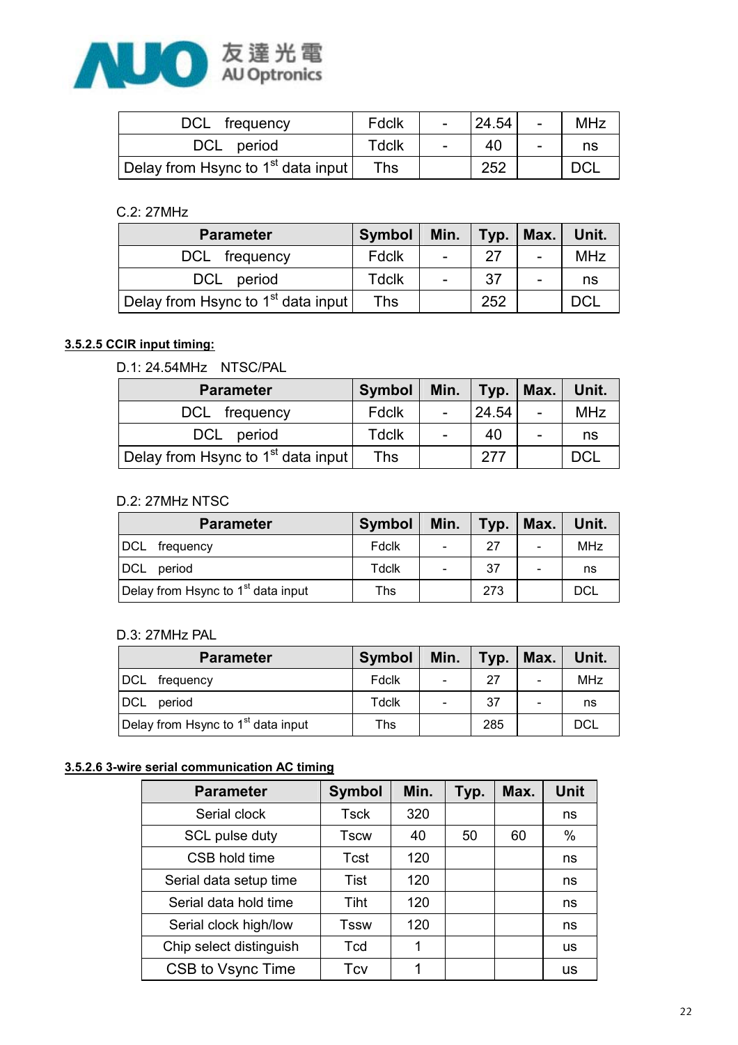| DCL frequency | Fdclk | - | 24.54 | - | MHz |
|---|---|---|---|---|---|
| DCL period | Tdclk | - | 40 | - | ns |
| Delay from Hsync to 1st data input | Ths | | 252 | | DCL |

C.2: 27MHz

| Parameter | Symbol | Min. | Typ. | Max. | Unit. |
|---|---|---|---|---|---|
| DCL frequency | Fdclk | - | 27 | - | MHz |
| DCL period | Tdclk | - | 37 | - | ns |
| Delay from Hsync to 1st data input | Ths | | 252 | | DCL |

**3.5.2.5 CCIR input timing:**

D.1: 24.54MHz NTSC/PAL

| Parameter | Symbol | Min. | Typ. | Max. | Unit. |
|---|---|---|---|---|---|
| DCL frequency | Fdclk | - | 24.54 | - | MHz |
| DCL period | Tdclk | - | 40 | - | ns |
| Delay from Hsync to 1st data input | Ths | | 277 | | DCL |

D.2: 27MHz NTSC

| Parameter | Symbol | Min. | Typ. | Max. | Unit. |
|---|---|---|---|---|---|
| DCL frequency | Fdclk | - | 27 | - | MHz |
| DCL period | Tdclk | - | 37 | - | ns |
| Delay from Hsync to 1st data input | Ths | | 273 | | DCL |

D.3: 27MHz PAL

| Parameter | Symbol | Min. | Typ. | Max. | Unit. |
|---|---|---|---|---|---|
| DCL frequency | Fdclk | - | 27 | - | MHz |
| DCL period | Tdclk | - | 37 | - | ns |
| Delay from Hsync to 1st data input | Ths | | 285 | | DCL |

**3.5.2.6 3-wire serial communication AC timing**

| Parameter | Symbol | Min. | Typ. | Max. | Unit |
|---|---|---|---|---|---|
| Serial clock | Tsck | 320 | | | ns |
| SCL pulse duty | Tscw | 40 | 50 | 60 | % |
| CSB hold time | Tcst | 120 | | | ns |
| Serial data setup time | Tist | 120 | | | ns |
| Serial data hold time | Tiht | 120 | | | ns |
| Serial clock high/low | Tssw | 120 | | | ns |
| Chip select distinguish | Tcd | 1 | | | us |
| CSB to Vsync Time | Tcv | 1 | | | us |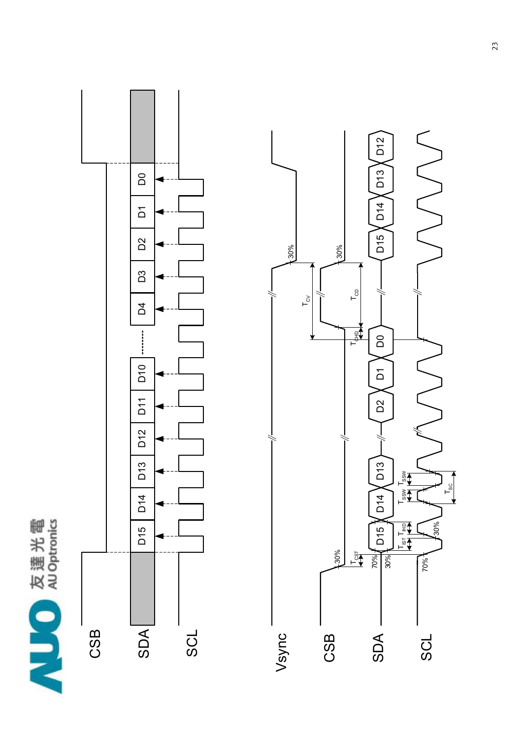AUO 友達光電 AU Optronics

CSB

SDA

SCL

D15 D14 D13 D12 D11 D10 ........ D4 D3 D2 D1 D0

Vsync

CSB

SDA

SCL

30%

70%

30%

70%

30%

$T_{CST}$ $T_{IST}$ $T_{IHD}$ $T_{SSW}$ $T_{SSW}$ $T_{SC}$

D15 D14 D13 D2 D1 D0 D15 D14 D13 D12

$T_{CHD}$ $T_{CV}$ $T_{CD}$

30%

30%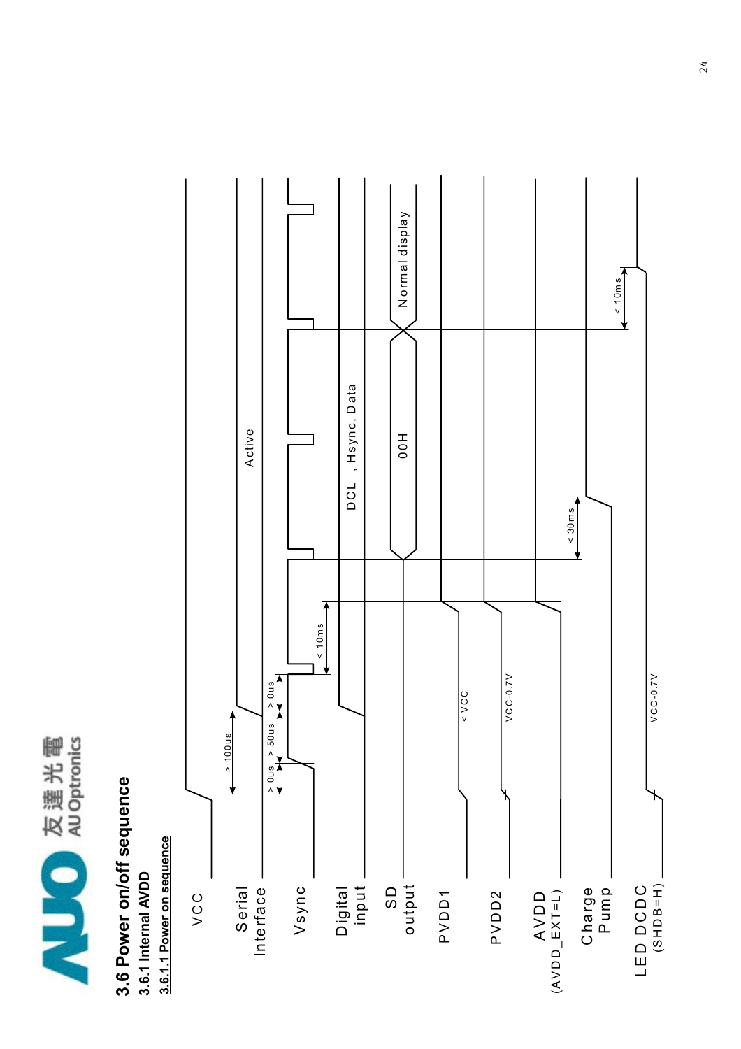## 3.6 Power on/off sequence

### 3.6.1 Internal AVDD

#### 3.6.1.1 Power on sequence

VCC

Serial Interface

Vsync

Digital input

SD output

PVDD1

PVDD2

AVDD (AVDD_EXT=L)

Charge Pump

LED DCDC (SHDB=H)

> 100us

> 0us

> 50us

> 0us

< 10ms

Active

DCL , Hsync, Data

00H

Normal display

< VCC

VCC-0.7V

VCC-0.7V

< 30ms

< 10ms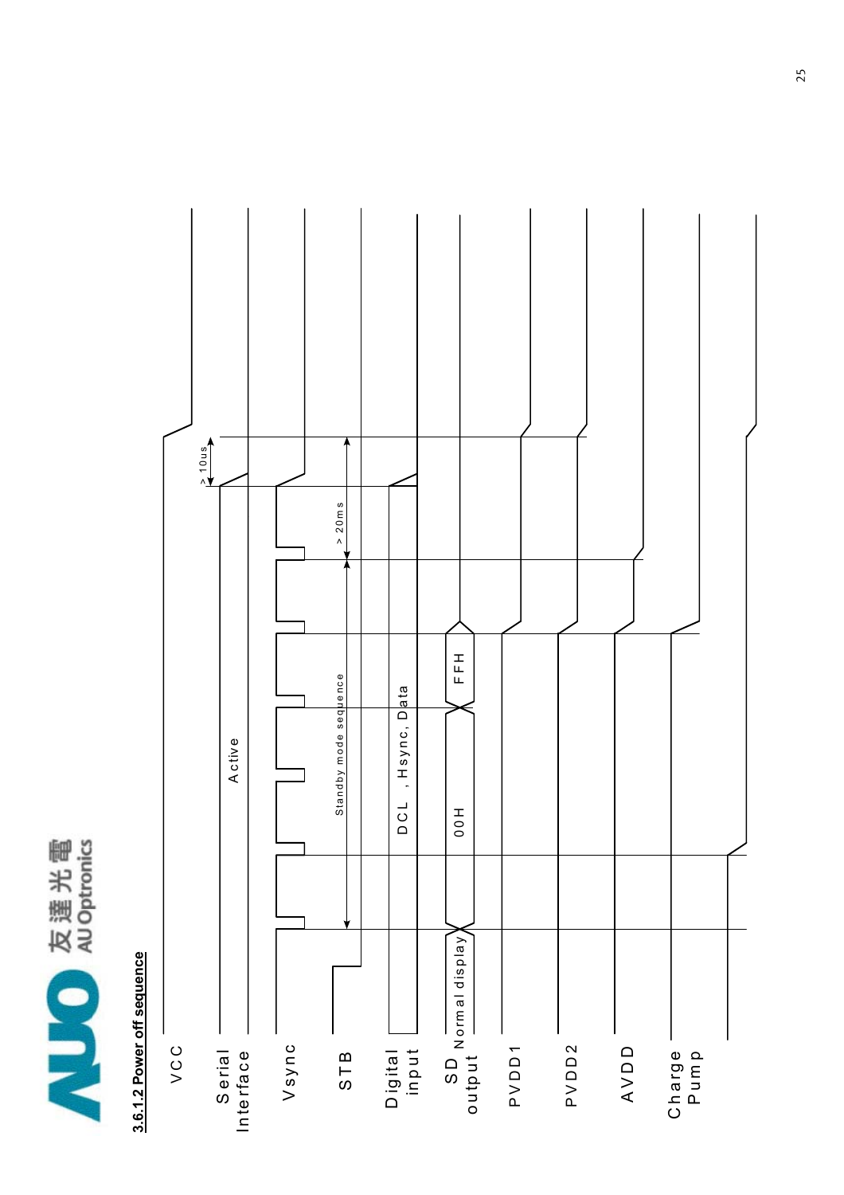### 3.6.1.2 Power off sequence

VCC

Serial Interface

Vsync

STB

Digital input

SD output

PVDD1

PVDD2

AVDD

Charge Pump

Active

Standby mode sequence

> 20ms

> 10us

DCL , Hsync, Data

Normal display

00H

FFH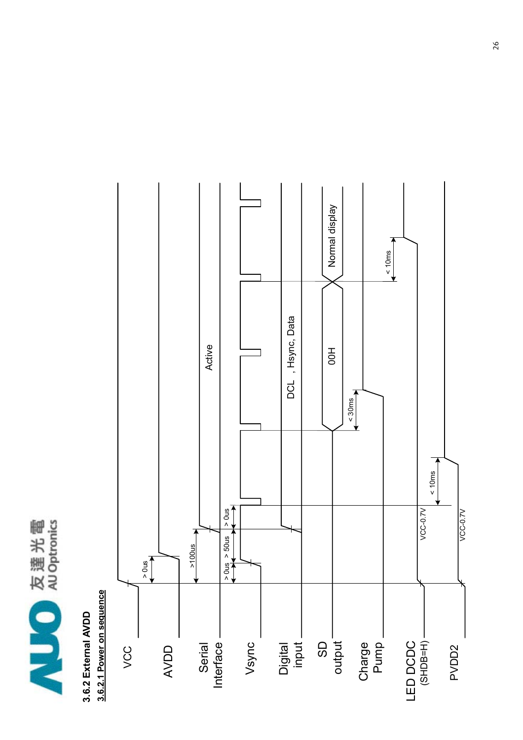### 3.6.2 External AVDD

#### 3.6.2.1 Power on sequence

VCC

AVDD

Serial Interface

Vsync

Digital input

SD output

Charge Pump

LED DCDC (SHDB=H)

PVDD2

> 0us

>100us

> 0us

> 50us

> 0us

Active

DCL , Hsync, Data

00H

Normal display

< 30ms

< 10ms

< 10ms

VCC-0.7V

VCC-0.7V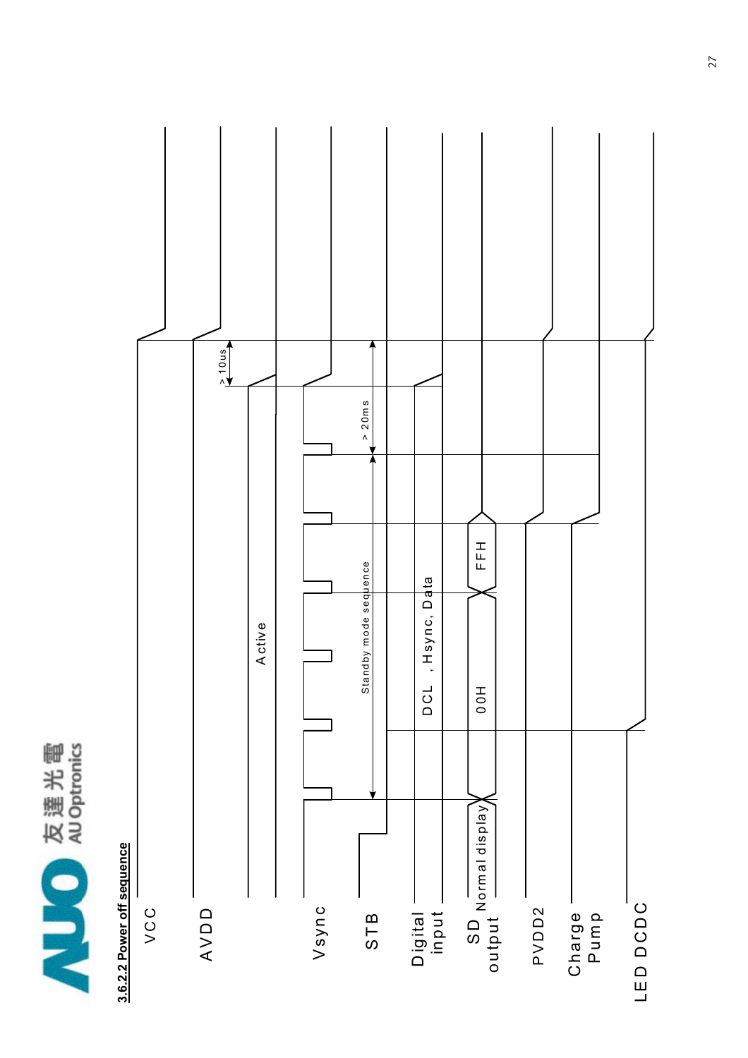### 3.6.2.2 Power off sequence

VCC

AVDD

Active

Vsync

STB

Digital input

SD output

PVDD2

Charge Pump

LED DCDC

> 10us

> 20ms

Standby mode sequence

DCL , Hsync, Data

Normal display

00H

FFH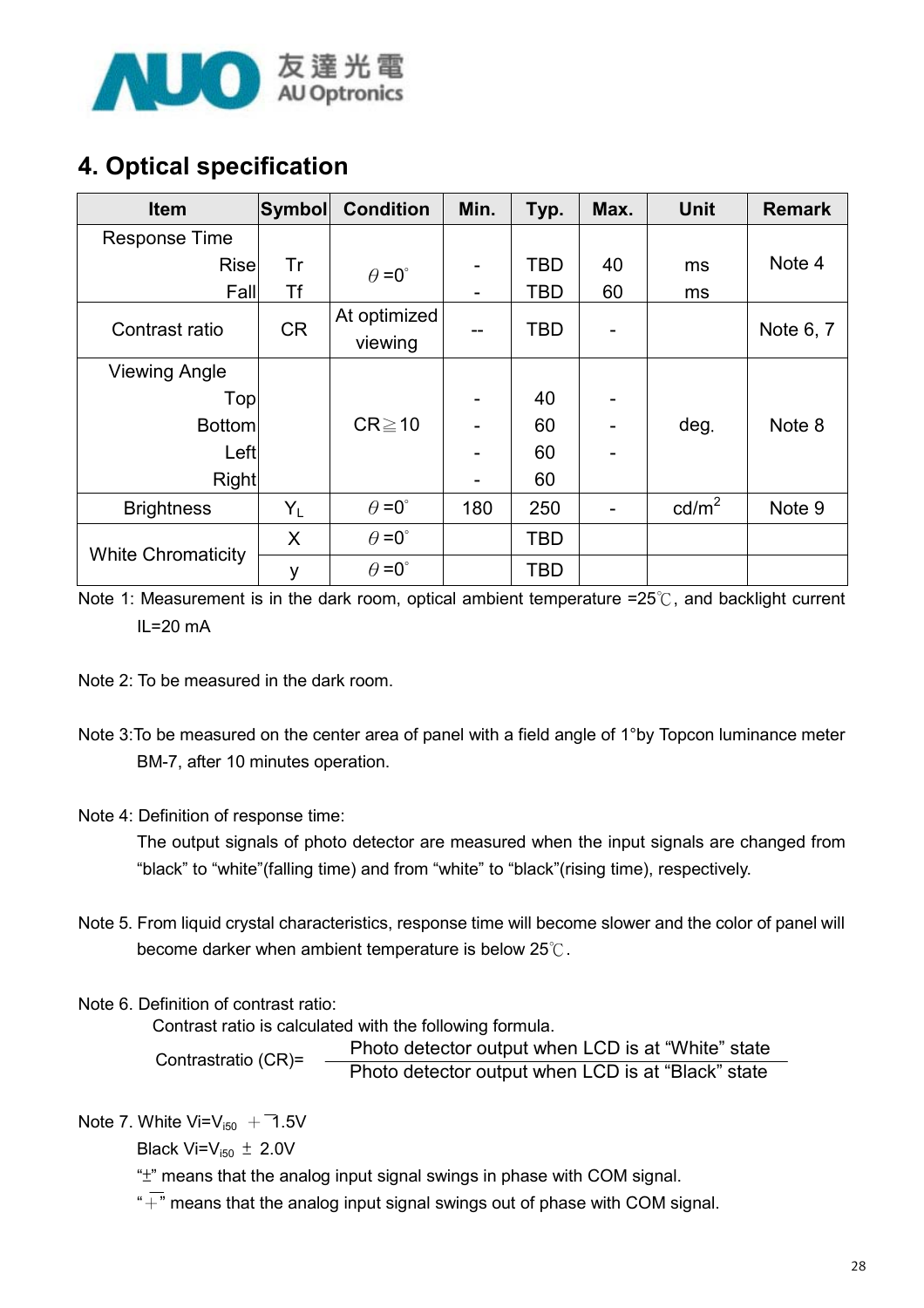## 4. Optical specification

| Item | Symbol | Condition | Min. | Typ. | Max. | Unit | Remark |
|---|---|---|---|---|---|---|---|
| Response Time | | | | | | | |
| Rise | Tr | $\theta$=0° | - | TBD | 40 | ms | Note 4 |
| Fall | Tf | | - | TBD | 60 | ms | |
| Contrast ratio | CR | At optimized viewing | -- | TBD | - | | Note 6, 7 |
| Viewing Angle | | | | | | | |
| Top | | CR≧10 | - | 40 | - | deg. | Note 8 |
| Bottom | | | - | 60 | - | | |
| Left | | | - | 60 | - | | |
| Right | | | - | 60 | | | |
| Brightness | $Y_L$ | $\theta$=0° | 180 | 250 | - | cd/m$^2$ | Note 9 |
| White Chromaticity | X | $\theta$=0° | | TBD | | | |
| | y | $\theta$=0° | | TBD | | | |

Note 1: Measurement is in the dark room, optical ambient temperature =25℃, and backlight current IL=20 mA

Note 2: To be measured in the dark room.

Note 3:To be measured on the center area of panel with a field angle of 1°by Topcon luminance meter BM-7, after 10 minutes operation.

Note 4: Definition of response time:

The output signals of photo detector are measured when the input signals are changed from "black" to "white"(falling time) and from "white" to "black"(rising time), respectively.

Note 5. From liquid crystal characteristics, response time will become slower and the color of panel will become darker when ambient temperature is below 25℃.

Note 6. Definition of contrast ratio:

Contrast ratio is calculated with the following formula.

$$\text{Contrastratio (CR)} = \frac{\text{Photo detector output when LCD is at "White" state}}{\text{Photo detector output when LCD is at "Black" state}}$$

Note 7. White Vi=$V_{i50}$ $\mp$1.5V

Black Vi=$V_{i50}$ ± 2.0V

"±" means that the analog input signal swings in phase with COM signal.

"$\mp$" means that the analog input signal swings out of phase with COM signal.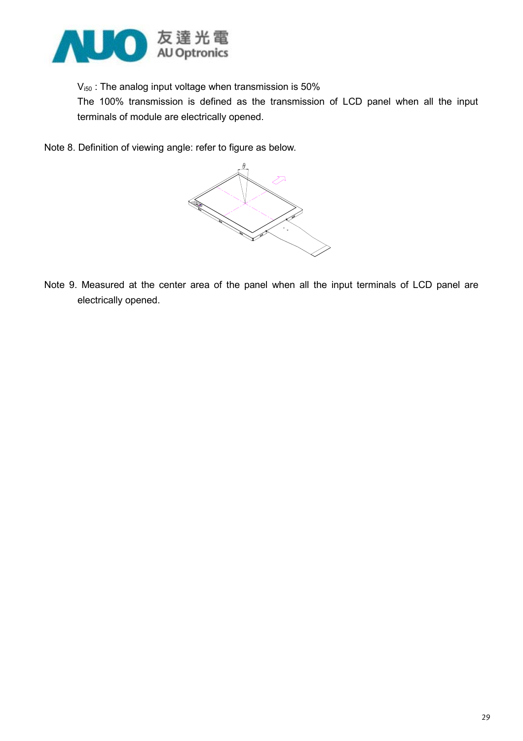$V_{i50}$ : The analog input voltage when transmission is 50%

The 100% transmission is defined as the transmission of LCD panel when all the input terminals of module are electrically opened.

Note 8. Definition of viewing angle: refer to figure as below.

Note 9. Measured at the center area of the panel when all the input terminals of LCD panel are electrically opened.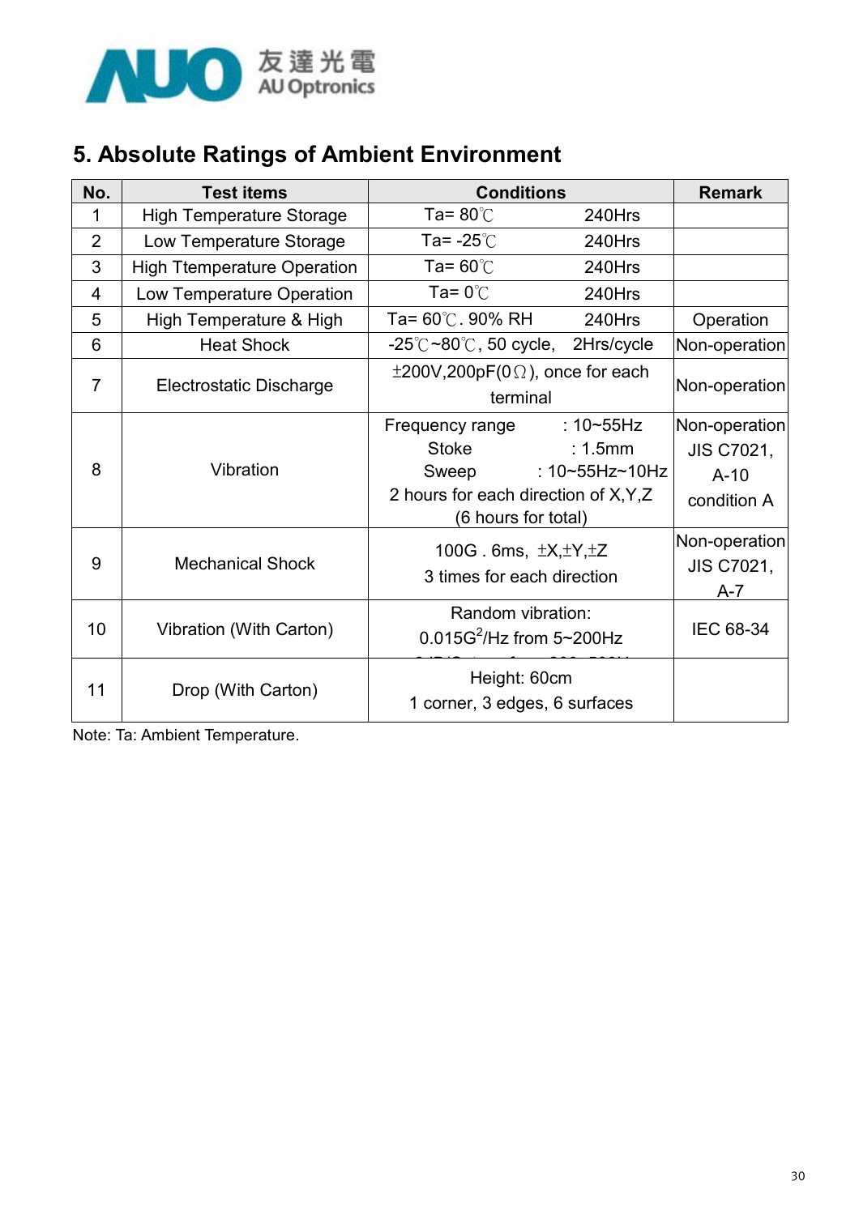## 5. Absolute Ratings of Ambient Environment

| No. | Test items | Conditions | Remark |
|---|---|---|---|
| 1 | High Temperature Storage | Ta= 80℃ 240Hrs | |
| 2 | Low Temperature Storage | Ta= -25℃ 240Hrs | |
| 3 | High Ttemperature Operation | Ta= 60℃ 240Hrs | |
| 4 | Low Temperature Operation | Ta= 0℃ 240Hrs | |
| 5 | High Temperature & High | Ta= 60℃. 90% RH 240Hrs | Operation |
| 6 | Heat Shock | -25℃~80℃, 50 cycle, 2Hrs/cycle | Non-operation |
| 7 | Electrostatic Discharge | ±200V,200pF(0Ω), once for each terminal | Non-operation |
| 8 | Vibration | Frequency range : 10~55Hz<br>Stoke : 1.5mm<br>Sweep : 10~55Hz~10Hz<br>2 hours for each direction of X,Y,Z<br>(6 hours for total) | Non-operation<br>JIS C7021,<br>A-10<br>condition A |
| 9 | Mechanical Shock | 100G . 6ms, ±X,±Y,±Z<br>3 times for each direction | Non-operation<br>JIS C7021,<br>A-7 |
| 10 | Vibration (With Carton) | Random vibration:<br>$0.015G^2$/Hz from 5~200Hz | IEC 68-34 |
| 11 | Drop (With Carton) | Height: 60cm<br>1 corner, 3 edges, 6 surfaces | |

Note: Ta: Ambient Temperature.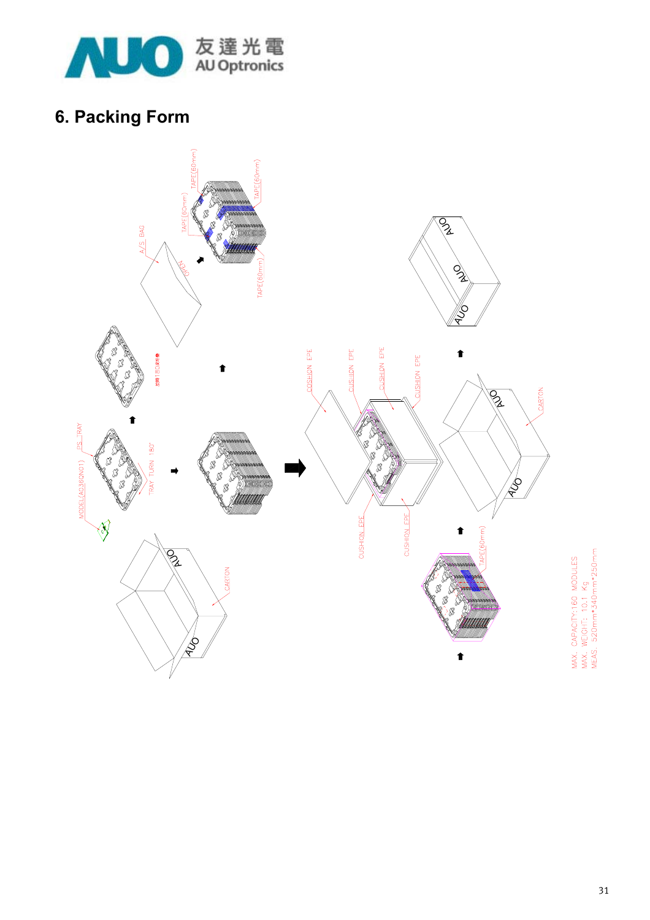## 6. Packing Form

TAPE(60mm)

TAPE(60mm)

TAPE(60mm)

A/S BAG

OPEN

TAPE(60mm)

MODEL(A036QN01)

PS TRAY

TRAY TURN 180°

CARTON

AUO

AUO

CUSHION EPE

CUSHION EPE

CUSHION EPE

CUSHION EPE

CUSHION EPE

CUSHION EPE

TAPE(60mm)

CARTON

AUO

AUO

AUO

AUO

AUO

MAX. CAPACITY:160 MODULES
MAX. WEIGHT: 10.1 Kg
MEAS. 520mm*340mm*250mm